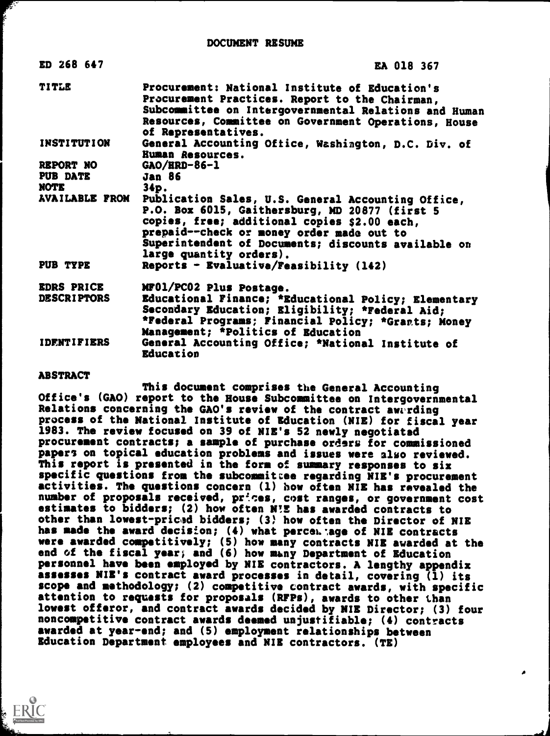DOCUMENT RESUME

| | |
|---|---|
| ED 268 647 | EA 018 367 |
| TITLE | Procurement: National Institute of Education's Procurement Practices. Report to the Chairman, Subcommittee on Intergovernmental Relations and Human Resources, Committee on Government Operations, House of Representatives. |
| INSTITUTION | General Accounting Office, Washington, D.C. Div. of Human Resources. |
| REPORT NO | GAO/HRD-86-1 |
| PUB DATE | Jan 86 |
| NOTE | 34p. |
| AVAILABLE FROM | Publication Sales, U.S. General Accounting Office, P.O. Box 6015, Gaithersburg, MD 20877 (first 5 copies, free; additional copies $2.00 each, prepaid--check or money order made out to Superintendent of Documents; discounts available on large quantity orders). |
| PUB TYPE | Reports - Evaluative/Feasibility (142) |
| EDRS PRICE | MF01/PC02 Plus Postage. |
| DESCRIPTORS | Educational Finance; *Educational Policy; Elementary Secondary Education; Eligibility; *Federal Aid; *Federal Programs; Financial Policy; *Grants; Money Management; *Politics of Education |
| IDENTIFIERS | General Accounting Office; *National Institute of Education |

ABSTRACT

This document comprises the General Accounting Office's (GAO) report to the House Subcommittee on Intergovernmental Relations concerning the GAO's review of the contract awarding process of the National Institute of Education (NIE) for fiscal year 1983. The review focused on 39 of NIE's 52 newly negotiated procurement contracts; a sample of purchase orders for commissioned papers on topical education problems and issues were also reviewed. This report is presented in the form of summary responses to six specific questions from the subcommittee regarding NIE's procurement activities. The questions concern (1) how often NIE has revealed the number of proposals received, prices, cost ranges, or government cost estimates to bidders; (2) how often NIE has awarded contracts to other than lowest-priced bidders; (3) how often the Director of NIE has made the award decision; (4) what percentage of NIE contracts were awarded competitively; (5) how many contracts NIE awarded at the end of the fiscal year; and (6) how many Department of Education personnel have been employed by NIE contractors. A lengthy appendix assesses NIE's contract award processes in detail, covering (1) its scope and methodology; (2) competitive contract awards, with specific attention to requests for proposals (RFPs), awards to other than lowest offeror, and contract awards decided by NIE Director; (3) four noncompetitive contract awards deemed unjustifiable; (4) contracts awarded at year-end; and (5) employment relationships between Education Department employees and NIE contractors. (TE)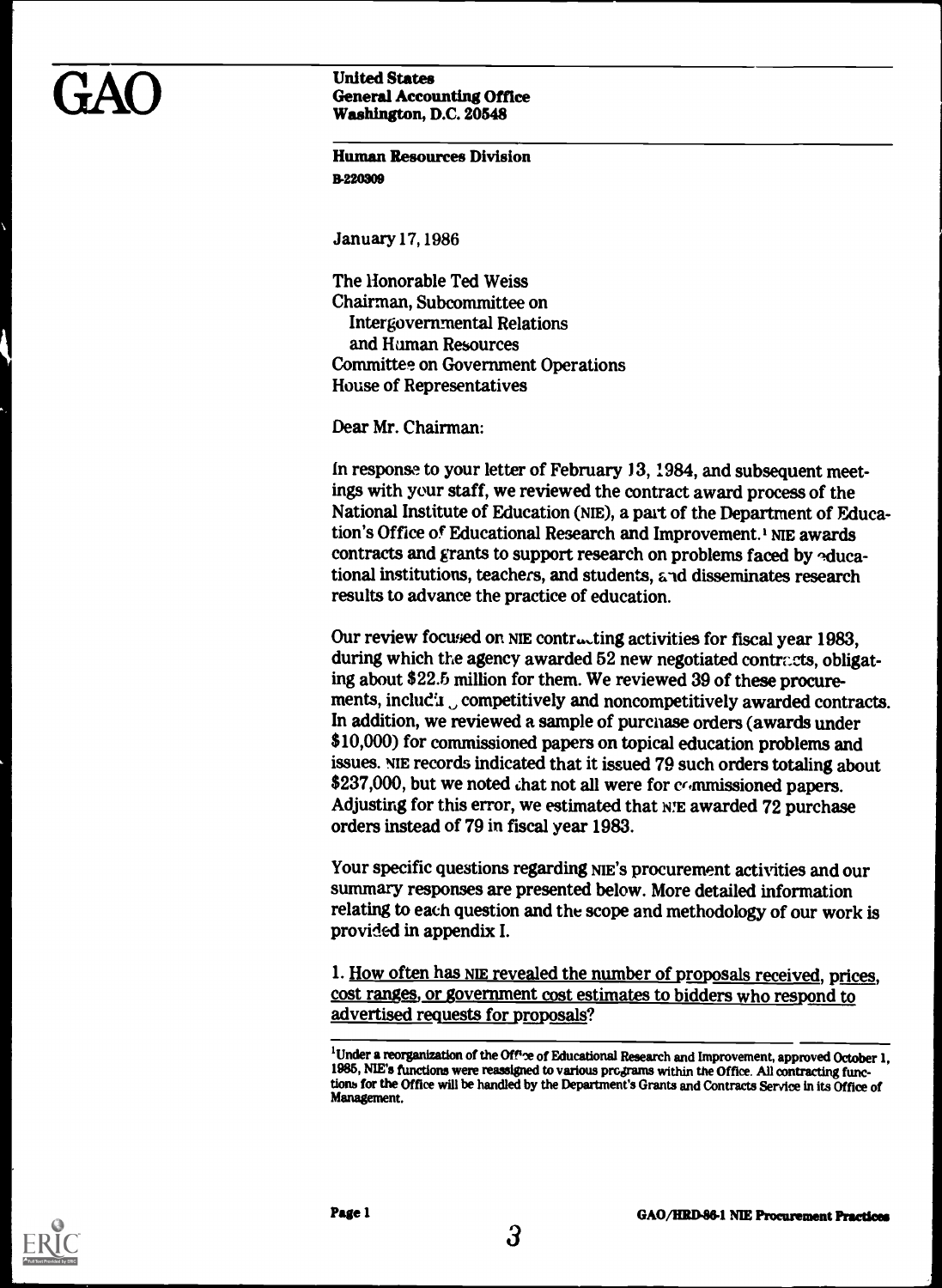GAO

**United States**
**General Accounting Office**
**Washington, D.C. 20548**

**Human Resources Division**
**B-220309**

January 17, 1986

The Honorable Ted Weiss
Chairman, Subcommittee on
Intergovernmental Relations
and Human Resources
Committee on Government Operations
House of Representatives

Dear Mr. Chairman:

In response to your letter of February 13, 1984, and subsequent meetings with your staff, we reviewed the contract award process of the National Institute of Education (NIE), a part of the Department of Education's Office of Educational Research and Improvement.[1] NIE awards contracts and grants to support research on problems faced by educational institutions, teachers, and students, and disseminates research results to advance the practice of education.

Our review focused on NIE contracting activities for fiscal year 1983, during which the agency awarded 52 new negotiated contracts, obligating about $22.5 million for them. We reviewed 39 of these procurements, including competitively and noncompetitively awarded contracts. In addition, we reviewed a sample of purchase orders (awards under $10,000) for commissioned papers on topical education problems and issues. NIE records indicated that it issued 79 such orders totaling about $237,000, but we noted that not all were for commissioned papers. Adjusting for this error, we estimated that NIE awarded 72 purchase orders instead of 79 in fiscal year 1983.

Your specific questions regarding NIE's procurement activities and our summary responses are presented below. More detailed information relating to each question and the scope and methodology of our work is provided in appendix I.

1. <u>How often has NIE revealed the number of proposals received, prices, cost ranges, or government cost estimates to bidders who respond to advertised requests for proposals?</u>

[1] Under a reorganization of the Office of Educational Research and Improvement, approved October 1, 1985, NIE's functions were reassigned to various programs within the Office. All contracting functions for the Office will be handled by the Department's Grants and Contracts Service in its Office of Management.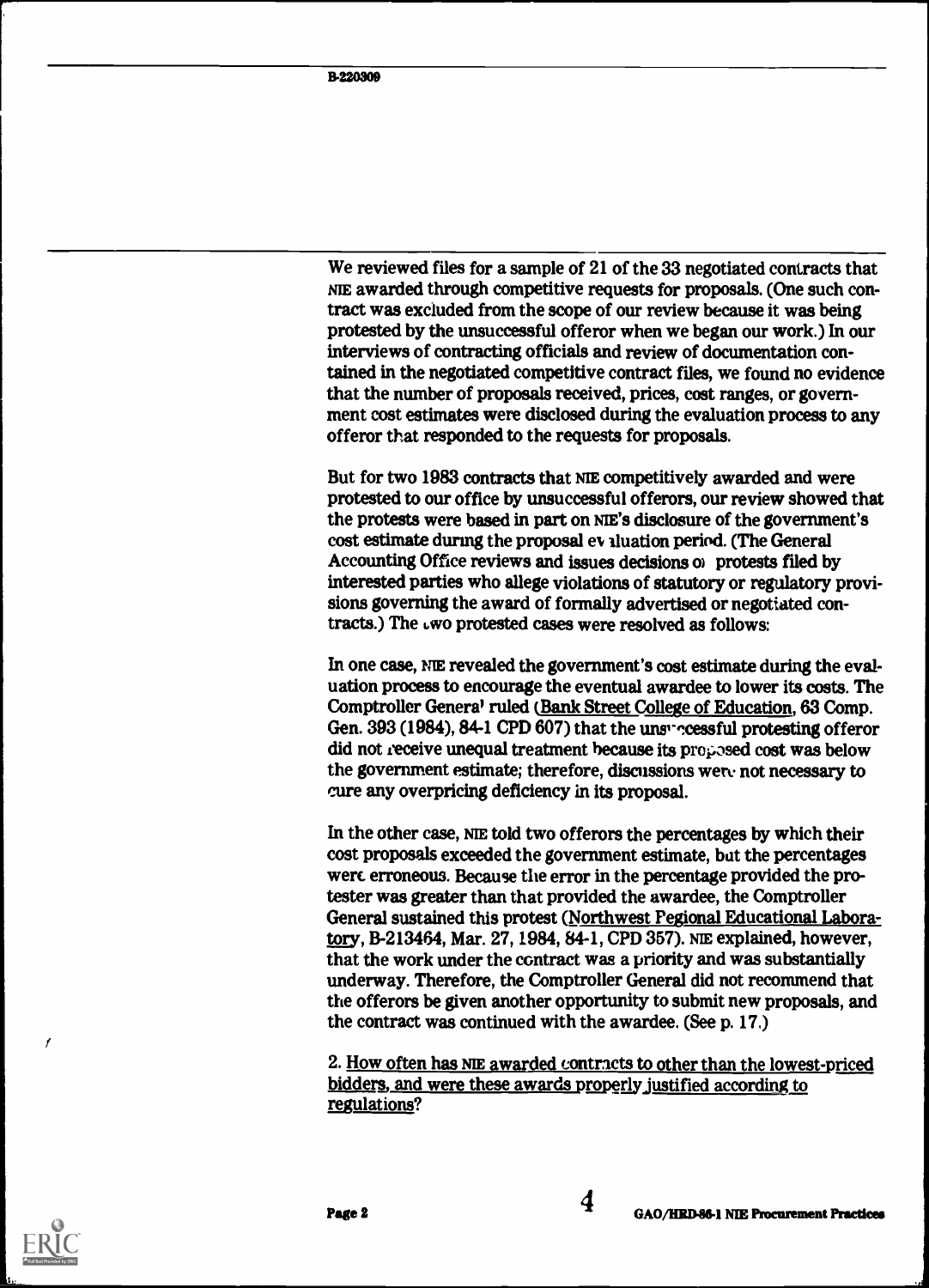We reviewed files for a sample of 21 of the 33 negotiated contracts that NIE awarded through competitive requests for proposals. (One such contract was excluded from the scope of our review because it was being protested by the unsuccessful offeror when we began our work.) In our interviews of contracting officials and review of documentation contained in the negotiated competitive contract files, we found no evidence that the number of proposals received, prices, cost ranges, or government cost estimates were disclosed during the evaluation process to any offeror that responded to the requests for proposals.

But for two 1983 contracts that NIE competitively awarded and were protested to our office by unsuccessful offerors, our review showed that the protests were based in part on NIE's disclosure of the government's cost estimate during the proposal evaluation period. (The General Accounting Office reviews and issues decisions on protests filed by interested parties who allege violations of statutory or regulatory provisions governing the award of formally advertised or negotiated contracts.) The two protested cases were resolved as follows:

In one case, NIE revealed the government's cost estimate during the evaluation process to encourage the eventual awardee to lower its costs. The Comptroller General ruled (Bank Street College of Education, 63 Comp. Gen. 393 (1984), 84-1 CPD 607) that the unsuccessful protesting offeror did not receive unequal treatment because its proposed cost was below the government estimate; therefore, discussions were not necessary to cure any overpricing deficiency in its proposal.

In the other case, NIE told two offerors the percentages by which their cost proposals exceeded the government estimate, but the percentages were erroneous. Because the error in the percentage provided the protester was greater than that provided the awardee, the Comptroller General sustained this protest (Northwest Regional Educational Laboratory, B-213464, Mar. 27, 1984, 84-1, CPD 357). NIE explained, however, that the work under the contract was a priority and was substantially underway. Therefore, the Comptroller General did not recommend that the offerors be given another opportunity to submit new proposals, and the contract was continued with the awardee. (See p. 17.)

2. How often has NIE awarded contracts to other than the lowest-priced bidders, and were these awards properly justified according to regulations?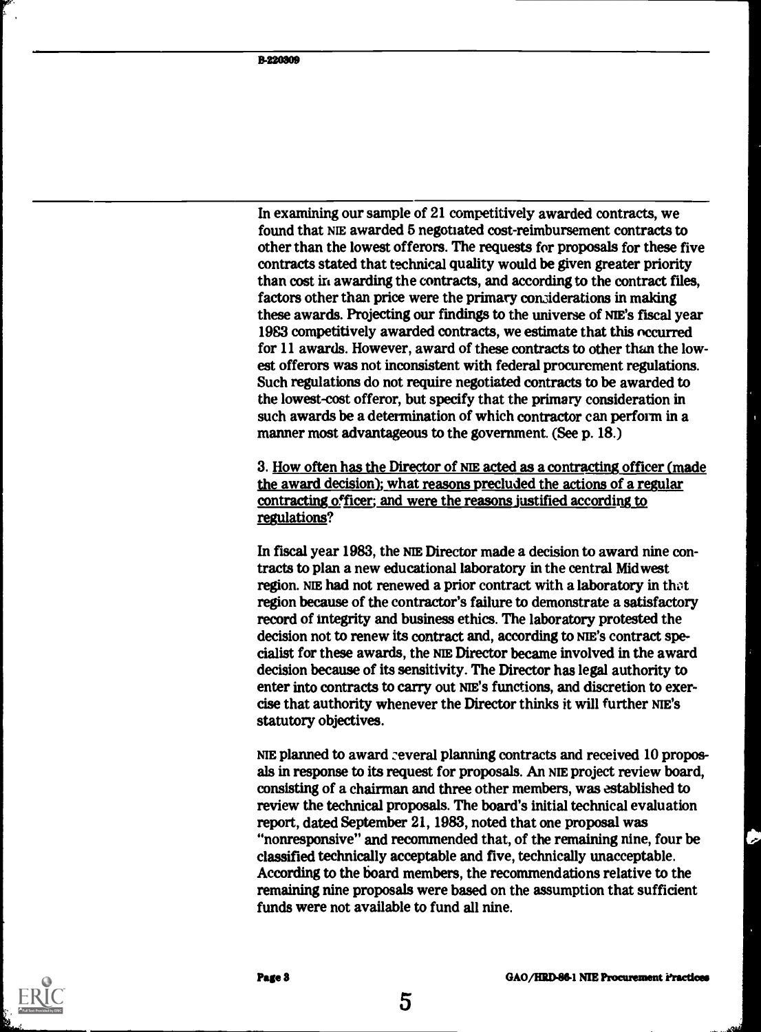In examining our sample of 21 competitively awarded contracts, we found that NIE awarded 5 negotiated cost-reimbursement contracts to other than the lowest offerors. The requests for proposals for these five contracts stated that technical quality would be given greater priority than cost in awarding the contracts, and according to the contract files, factors other than price were the primary considerations in making these awards. Projecting our findings to the universe of NIE's fiscal year 1983 competitively awarded contracts, we estimate that this occurred for 11 awards. However, award of these contracts to other than the lowest offerors was not inconsistent with federal procurement regulations. Such regulations do not require negotiated contracts to be awarded to the lowest-cost offeror, but specify that the primary consideration in such awards be a determination of which contractor can perform in a manner most advantageous to the government. (See p. 18.)

3. How often has the Director of NIE acted as a contracting officer (made the award decision); what reasons precluded the actions of a regular contracting officer; and were the reasons justified according to regulations?

In fiscal year 1983, the NIE Director made a decision to award nine contracts to plan a new educational laboratory in the central Midwest region. NIE had not renewed a prior contract with a laboratory in that region because of the contractor's failure to demonstrate a satisfactory record of integrity and business ethics. The laboratory protested the decision not to renew its contract and, according to NIE's contract specialist for these awards, the NIE Director became involved in the award decision because of its sensitivity. The Director has legal authority to enter into contracts to carry out NIE's functions, and discretion to exercise that authority whenever the Director thinks it will further NIE's statutory objectives.

NIE planned to award several planning contracts and received 10 proposals in response to its request for proposals. An NIE project review board, consisting of a chairman and three other members, was established to review the technical proposals. The board's initial technical evaluation report, dated September 21, 1983, noted that one proposal was "nonresponsive" and recommended that, of the remaining nine, four be classified technically acceptable and five, technically unacceptable. According to the board members, the recommendations relative to the remaining nine proposals were based on the assumption that sufficient funds were not available to fund all nine.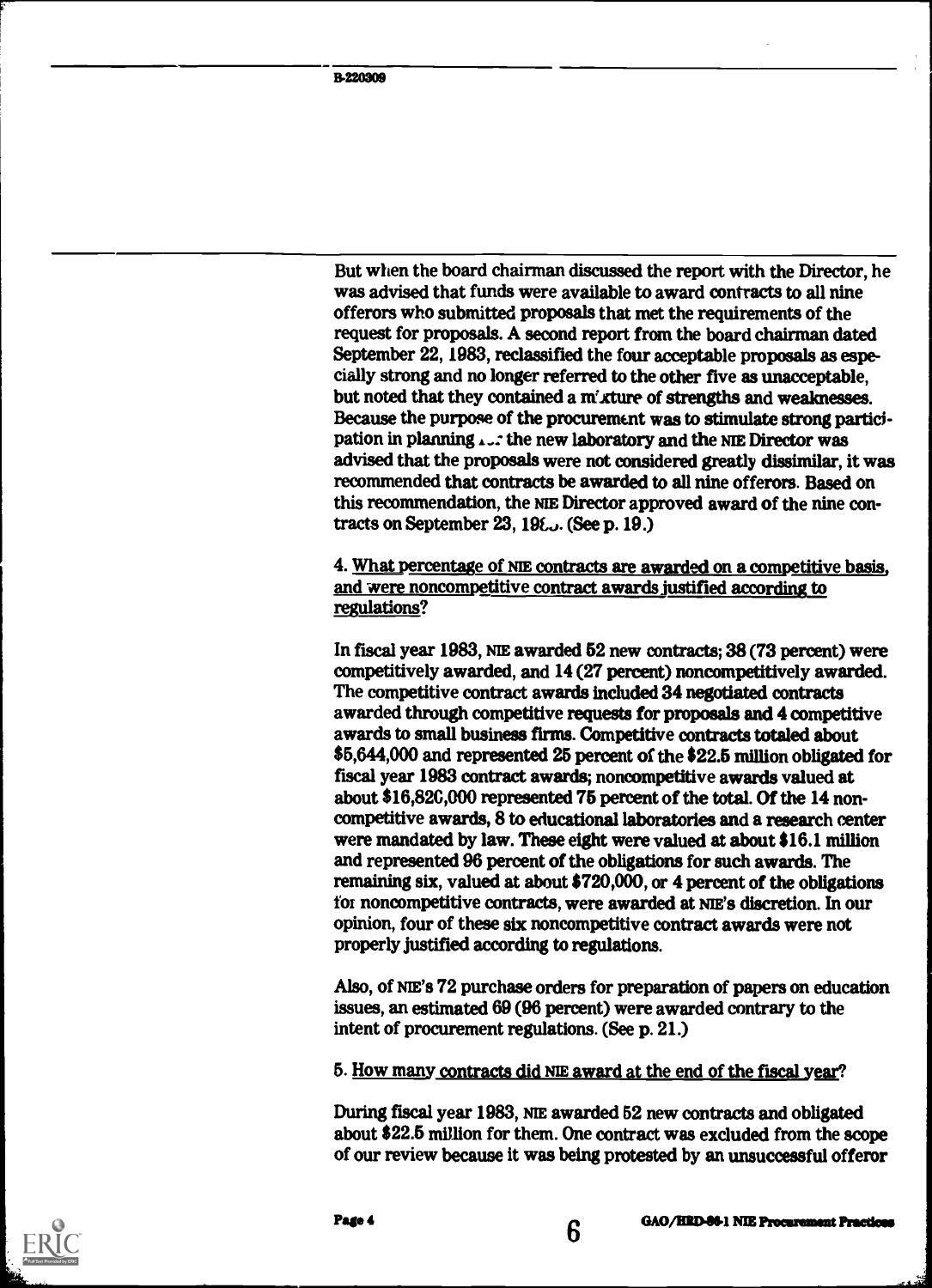But when the board chairman discussed the report with the Director, he was advised that funds were available to award contracts to all nine offerors who submitted proposals that met the requirements of the request for proposals. A second report from the board chairman dated September 22, 1983, reclassified the four acceptable proposals as especially strong and no longer referred to the other five as unacceptable, but noted that they contained a mixture of strengths and weaknesses. Because the purpose of the procurement was to stimulate strong participation in planning for the new laboratory and the NIE Director was advised that the proposals were not considered greatly dissimilar, it was recommended that contracts be awarded to all nine offerors. Based on this recommendation, the NIE Director approved award of the nine contracts on September 23, 1983. (See p. 19.)

4. <u>What percentage of NIE contracts are awarded on a competitive basis, and were noncompetitive contract awards justified according to regulations?</u>

In fiscal year 1983, NIE awarded 52 new contracts; 38 (73 percent) were competitively awarded, and 14 (27 percent) noncompetitively awarded. The competitive contract awards included 34 negotiated contracts awarded through competitive requests for proposals and 4 competitive awards to small business firms. Competitive contracts totaled about $5,644,000 and represented 25 percent of the $22.5 million obligated for fiscal year 1983 contract awards; noncompetitive awards valued at about $16,820,000 represented 75 percent of the total. Of the 14 noncompetitive awards, 8 to educational laboratories and a research center were mandated by law. These eight were valued at about $16.1 million and represented 96 percent of the obligations for such awards. The remaining six, valued at about $720,000, or 4 percent of the obligations for noncompetitive contracts, were awarded at NIE's discretion. In our opinion, four of these six noncompetitive contract awards were not properly justified according to regulations.

Also, of NIE's 72 purchase orders for preparation of papers on education issues, an estimated 69 (96 percent) were awarded contrary to the intent of procurement regulations. (See p. 21.)

5. <u>How many contracts did NIE award at the end of the fiscal year?</u>

During fiscal year 1983, NIE awarded 52 new contracts and obligated about $22.5 million for them. One contract was excluded from the scope of our review because it was being protested by an unsuccessful offeror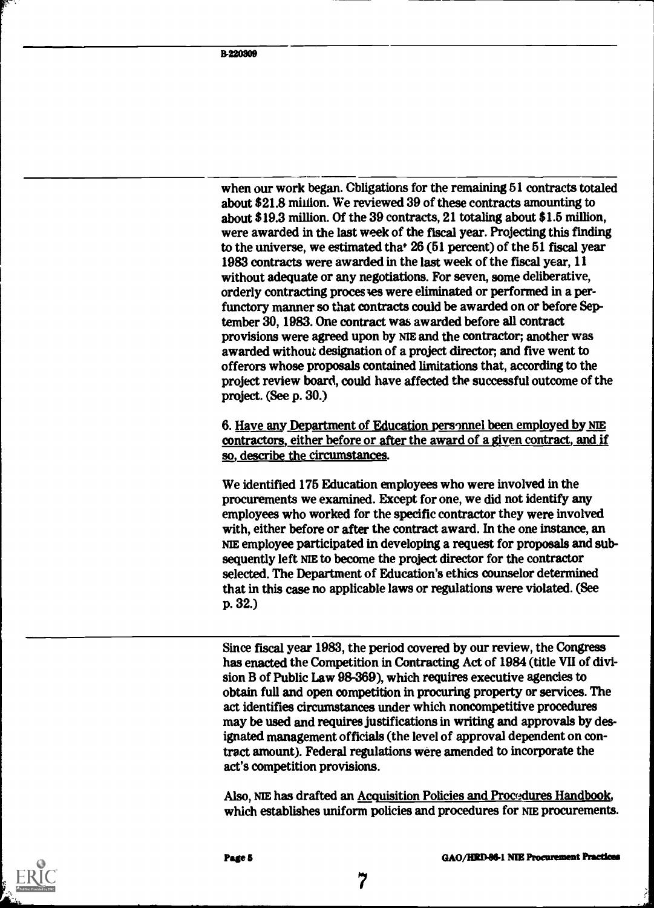when our work began. Obligations for the remaining 51 contracts totaled about $21.8 million. We reviewed 39 of these contracts amounting to about $19.3 million. Of the 39 contracts, 21 totaling about $1.5 million, were awarded in the last week of the fiscal year. Projecting this finding to the universe, we estimated that 26 (51 percent) of the 51 fiscal year 1983 contracts were awarded in the last week of the fiscal year, 11 without adequate or any negotiations. For seven, some deliberative, orderly contracting processes were eliminated or performed in a perfunctory manner so that contracts could be awarded on or before September 30, 1983. One contract was awarded before all contract provisions were agreed upon by NIE and the contractor; another was awarded without designation of a project director; and five went to offerors whose proposals contained limitations that, according to the project review board, could have affected the successful outcome of the project. (See p. 30.)

6. Have any Department of Education personnel been employed by NIE contractors, either before or after the award of a given contract, and if so, describe the circumstances.

We identified 175 Education employees who were involved in the procurements we examined. Except for one, we did not identify any employees who worked for the specific contractor they were involved with, either before or after the contract award. In the one instance, an NIE employee participated in developing a request for proposals and subsequently left NIE to become the project director for the contractor selected. The Department of Education's ethics counselor determined that in this case no applicable laws or regulations were violated. (See p. 32.)

Since fiscal year 1983, the period covered by our review, the Congress has enacted the Competition in Contracting Act of 1984 (title VII of division B of Public Law 98-369), which requires executive agencies to obtain full and open competition in procuring property or services. The act identifies circumstances under which noncompetitive procedures may be used and requires justifications in writing and approvals by designated management officials (the level of approval dependent on contract amount). Federal regulations were amended to incorporate the act's competition provisions.

Also, NIE has drafted an Acquisition Policies and Procedures Handbook, which establishes uniform policies and procedures for NIE procurements.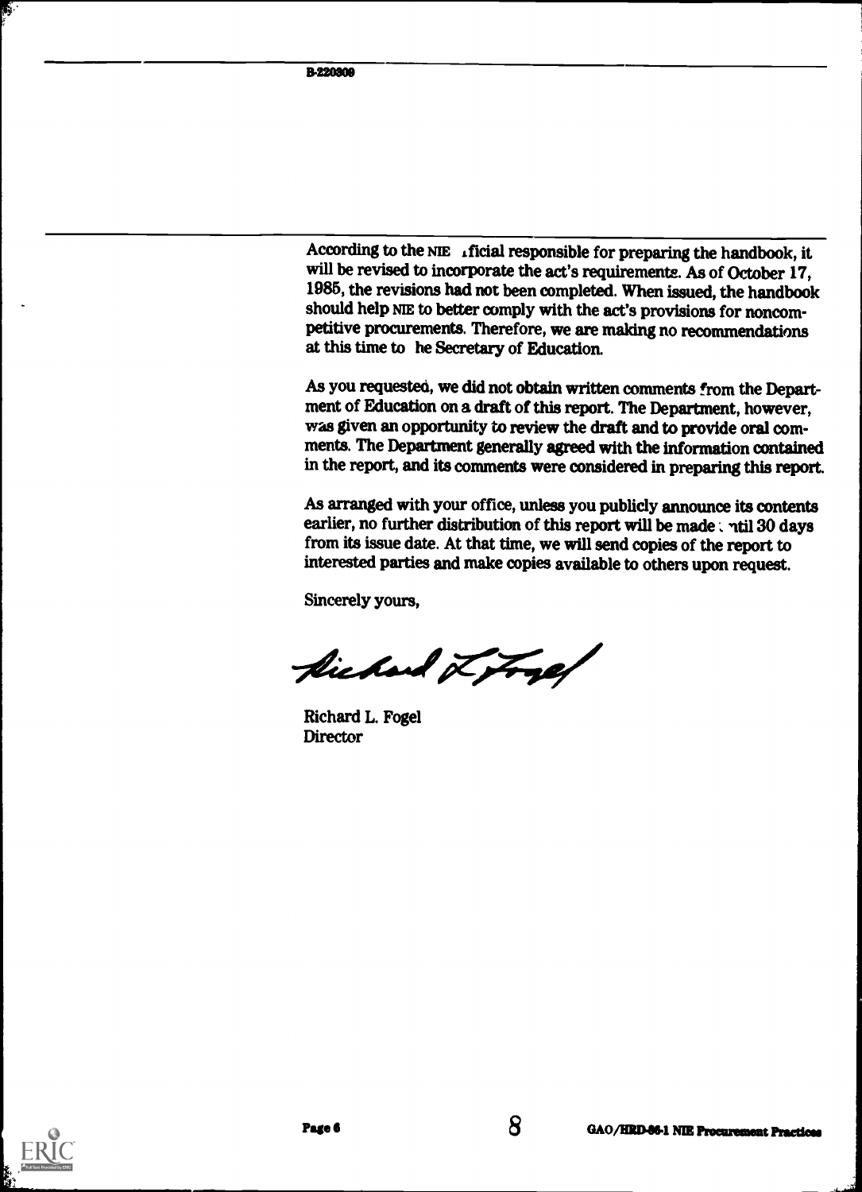According to the NIE official responsible for preparing the handbook, it will be revised to incorporate the act's requirements. As of October 17, 1985, the revisions had not been completed. When issued, the handbook should help NIE to better comply with the act's provisions for noncompetitive procurements. Therefore, we are making no recommendations at this time to the Secretary of Education.

As you requested, we did not obtain written comments from the Department of Education on a draft of this report. The Department, however, was given an opportunity to review the draft and to provide oral comments. The Department generally agreed with the information contained in the report, and its comments were considered in preparing this report.

As arranged with your office, unless you publicly announce its contents earlier, no further distribution of this report will be made until 30 days from its issue date. At that time, we will send copies of the report to interested parties and make copies available to others upon request.

Sincerely yours,

Richard L. Fogel
Director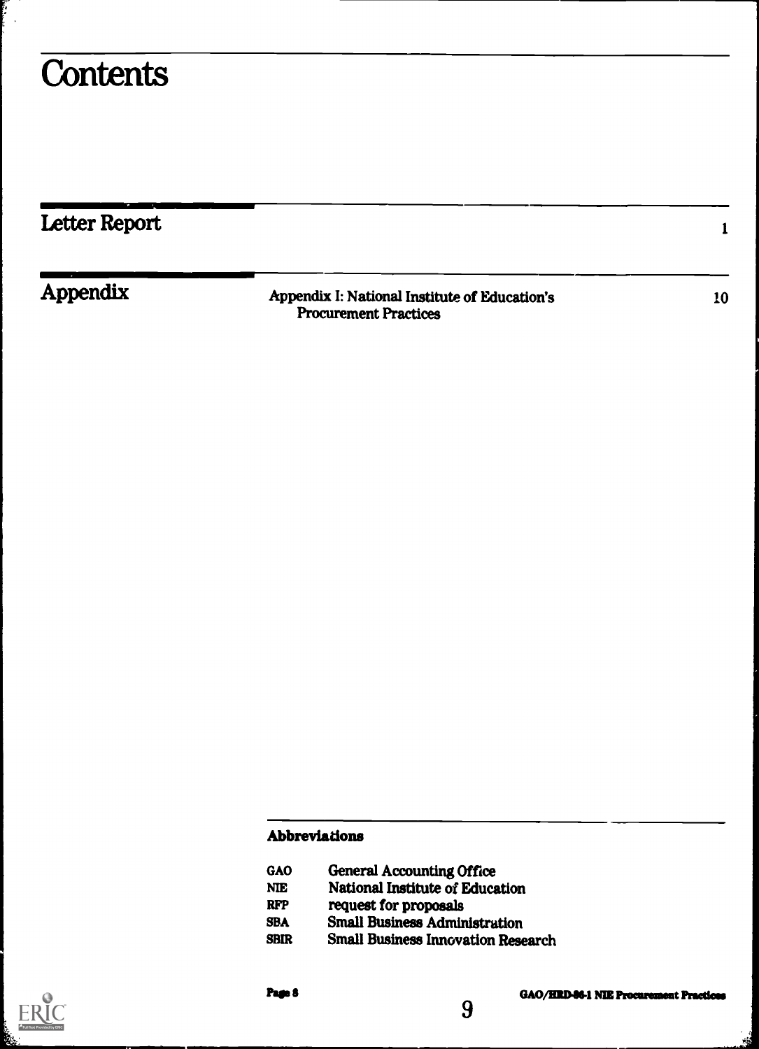# Contents

| | | |
|---|---|---|
| **Letter Report** | | 1 |
| **Appendix** | Appendix I: National Institute of Education's Procurement Practices | 10 |

**Abbreviations**

| | |
|---|---|
| GAO | General Accounting Office |
| NIE | National Institute of Education |
| RFP | request for proposals |
| SBA | Small Business Administration |
| SBIR | Small Business Innovation Research |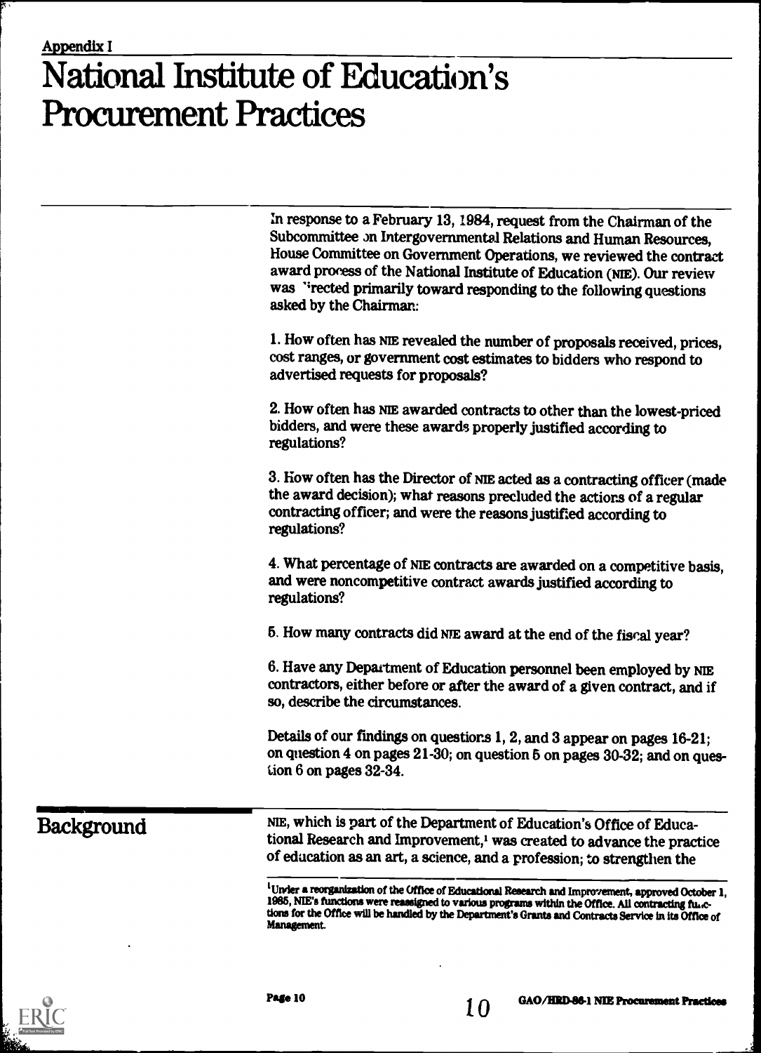Appendix I

# National Institute of Education's Procurement Practices

In response to a February 13, 1984, request from the Chairman of the Subcommittee on Intergovernmental Relations and Human Resources, House Committee on Government Operations, we reviewed the contract award process of the National Institute of Education (NIE). Our review was directed primarily toward responding to the following questions asked by the Chairman:

1. How often has NIE revealed the number of proposals received, prices, cost ranges, or government cost estimates to bidders who respond to advertised requests for proposals?

2. How often has NIE awarded contracts to other than the lowest-priced bidders, and were these awards properly justified according to regulations?

3. How often has the Director of NIE acted as a contracting officer (made the award decision); what reasons precluded the actions of a regular contracting officer; and were the reasons justified according to regulations?

4. What percentage of NIE contracts are awarded on a competitive basis, and were noncompetitive contract awards justified according to regulations?

5. How many contracts did NIE award at the end of the fiscal year?

6. Have any Department of Education personnel been employed by NIE contractors, either before or after the award of a given contract, and if so, describe the circumstances.

Details of our findings on questions 1, 2, and 3 appear on pages 16-21; on question 4 on pages 21-30; on question 5 on pages 30-32; and on question 6 on pages 32-34.

## Background

NIE, which is part of the Department of Education's Office of Educational Research and Improvement,[1] was created to advance the practice of education as an art, a science, and a profession; to strengthen the

[1] Under a reorganization of the Office of Educational Research and Improvement, approved October 1, 1985, NIE's functions were reassigned to various programs within the Office. All contracting functions for the Office will be handled by the Department's Grants and Contracts Service in its Office of Management.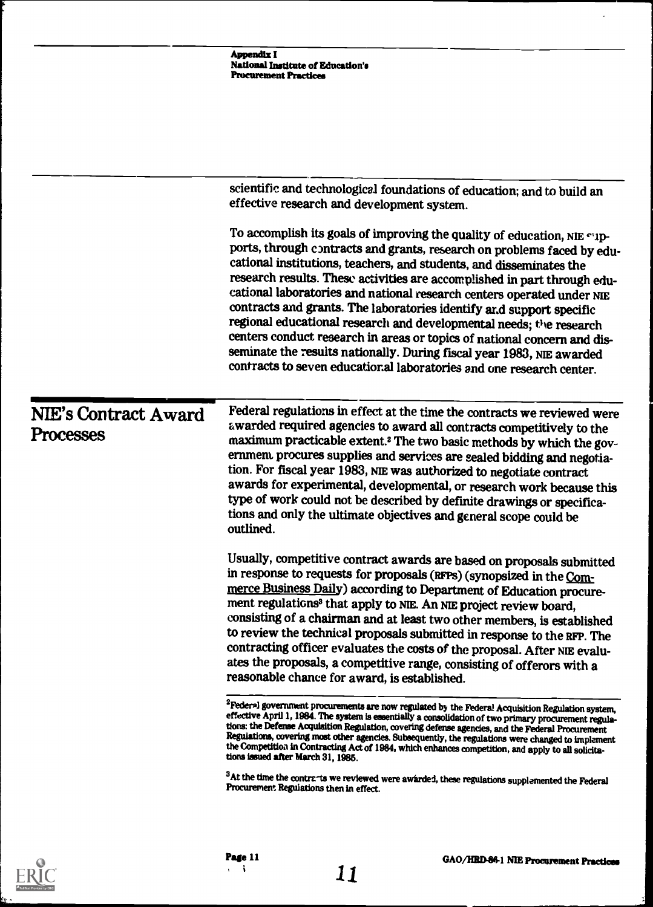scientific and technological foundations of education; and to build an effective research and development system.

To accomplish its goals of improving the quality of education, NIE supports, through contracts and grants, research on problems faced by educational institutions, teachers, and students, and disseminates the research results. These activities are accomplished in part through educational laboratories and national research centers operated under NIE contracts and grants. The laboratories identify and support specific regional educational research and developmental needs; the research centers conduct research in areas or topics of national concern and disseminate the results nationally. During fiscal year 1983, NIE awarded contracts to seven educational laboratories and one research center.

## NIE's Contract Award Processes

Federal regulations in effect at the time the contracts we reviewed were awarded required agencies to award all contracts competitively to the maximum practicable extent.[2] The two basic methods by which the government procures supplies and services are sealed bidding and negotiation. For fiscal year 1983, NIE was authorized to negotiate contract awards for experimental, developmental, or research work because this type of work could not be described by definite drawings or specifications and only the ultimate objectives and general scope could be outlined.

Usually, competitive contract awards are based on proposals submitted in response to requests for proposals (RFPs) (synopsized in the Commerce Business Daily) according to Department of Education procurement regulations[3] that apply to NIE. An NIE project review board, consisting of a chairman and at least two other members, is established to review the technical proposals submitted in response to the RFP. The contracting officer evaluates the costs of the proposal. After NIE evaluates the proposals, a competitive range, consisting of offerors with a reasonable chance for award, is established.

[2]Federal government procurements are now regulated by the Federal Acquisition Regulation system, effective April 1, 1984. The system is essentially a consolidation of two primary procurement regulations: the Defense Acquisition Regulation, covering defense agencies, and the Federal Procurement Regulations, covering most other agencies. Subsequently, the regulations were changed to implement the Competition in Contracting Act of 1984, which enhances competition, and apply to all solicitations issued after March 31, 1985.

[3]At the time the contracts we reviewed were awarded, these regulations supplemented the Federal Procurement Regulations then in effect.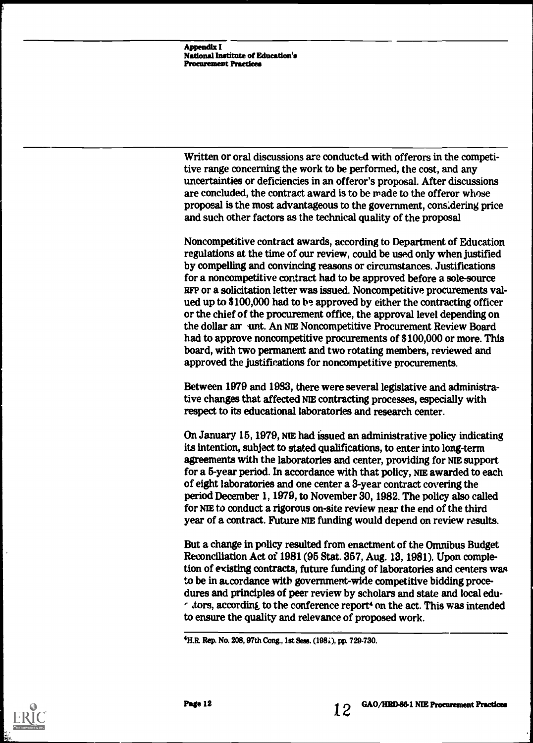Written or oral discussions are conducted with offerors in the competitive range concerning the work to be performed, the cost, and any uncertainties or deficiencies in an offeror's proposal. After discussions are concluded, the contract award is to be made to the offeror whose proposal is the most advantageous to the government, considering price and such other factors as the technical quality of the proposal

Noncompetitive contract awards, according to Department of Education regulations at the time of our review, could be used only when justified by compelling and convincing reasons or circumstances. Justifications for a noncompetitive contract had to be approved before a sole-source RFP or a solicitation letter was issued. Noncompetitive procurements valued up to $100,000 had to be approved by either the contracting officer or the chief of the procurement office, the approval level depending on the dollar amount. An NIE Noncompetitive Procurement Review Board had to approve noncompetitive procurements of $100,000 or more. This board, with two permanent and two rotating members, reviewed and approved the justifications for noncompetitive procurements.

Between 1979 and 1983, there were several legislative and administrative changes that affected NIE contracting processes, especially with respect to its educational laboratories and research center.

On January 15, 1979, NIE had issued an administrative policy indicating its intention, subject to stated qualifications, to enter into long-term agreements with the laboratories and center, providing for NIE support for a 5-year period. In accordance with that policy, NIE awarded to each of eight laboratories and one center a 3-year contract covering the period December 1, 1979, to November 30, 1982. The policy also called for NIE to conduct a rigorous on-site review near the end of the third year of a contract. Future NIE funding would depend on review results.

But a change in policy resulted from enactment of the Omnibus Budget Reconciliation Act of 1981 (95 Stat. 357, Aug. 13, 1981). Upon completion of existing contracts, future funding of laboratories and centers was to be in accordance with government-wide competitive bidding procedures and principles of peer review by scholars and state and local educators, according to the conference report[4] on the act. This was intended to ensure the quality and relevance of proposed work.

[4]H.R. Rep. No. 208, 97th Cong., 1st Sess. (1981), pp. 729-730.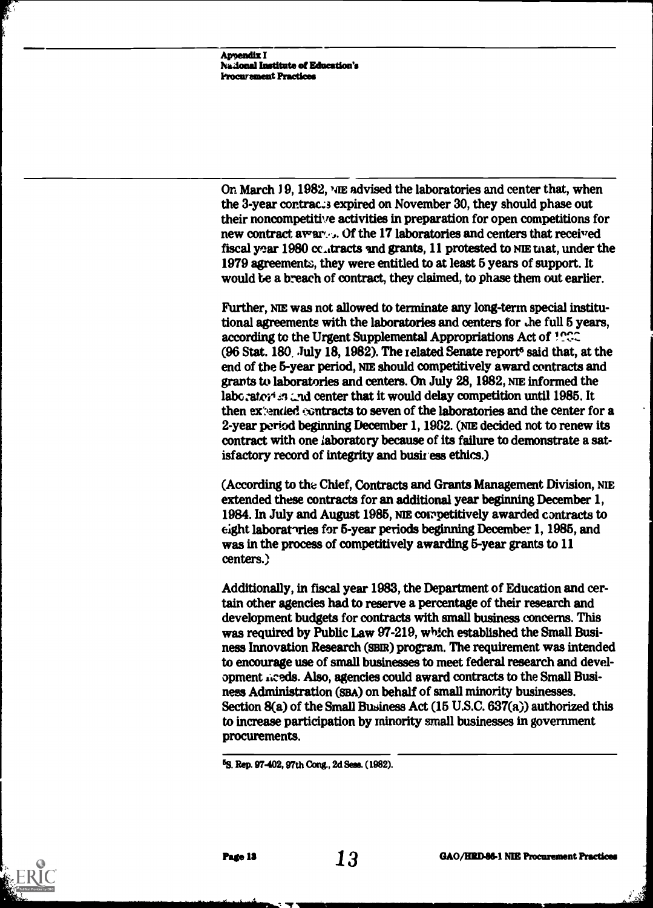On March 19, 1982, NIE advised the laboratories and center that, when the 3-year contracts expired on November 30, they should phase out their noncompetitive activities in preparation for open competitions for new contract awards. Of the 17 laboratories and centers that received fiscal year 1980 contracts and grants, 11 protested to NIE that, under the 1979 agreements, they were entitled to at least 5 years of support. It would be a breach of contract, they claimed, to phase them out earlier.

Further, NIE was not allowed to terminate any long-term special institutional agreements with the laboratories and centers for the full 5 years, according to the Urgent Supplemental Appropriations Act of 1982 (96 Stat. 180, July 18, 1982). The related Senate report[5] said that, at the end of the 5-year period, NIE should competitively award contracts and grants to laboratories and centers. On July 28, 1982, NIE informed the laboratories and center that it would delay competition until 1985. It then extended contracts to seven of the laboratories and the center for a 2-year period beginning December 1, 1982. (NIE decided not to renew its contract with one laboratory because of its failure to demonstrate a satisfactory record of integrity and business ethics.)

(According to the Chief, Contracts and Grants Management Division, NIE extended these contracts for an additional year beginning December 1, 1984. In July and August 1985, NIE competitively awarded contracts to eight laboratories for 5-year periods beginning December 1, 1985, and was in the process of competitively awarding 5-year grants to 11 centers.)

Additionally, in fiscal year 1983, the Department of Education and certain other agencies had to reserve a percentage of their research and development budgets for contracts with small business concerns. This was required by Public Law 97-219, which established the Small Business Innovation Research (SBIR) program. The requirement was intended to encourage use of small businesses to meet federal research and development needs. Also, agencies could award contracts to the Small Business Administration (SBA) on behalf of small minority businesses. Section 8(a) of the Small Business Act (15 U.S.C. 637(a)) authorized this to increase participation by minority small businesses in government procurements.

---

[5]S. Rep. 97-402, 97th Cong., 2d Sess. (1982).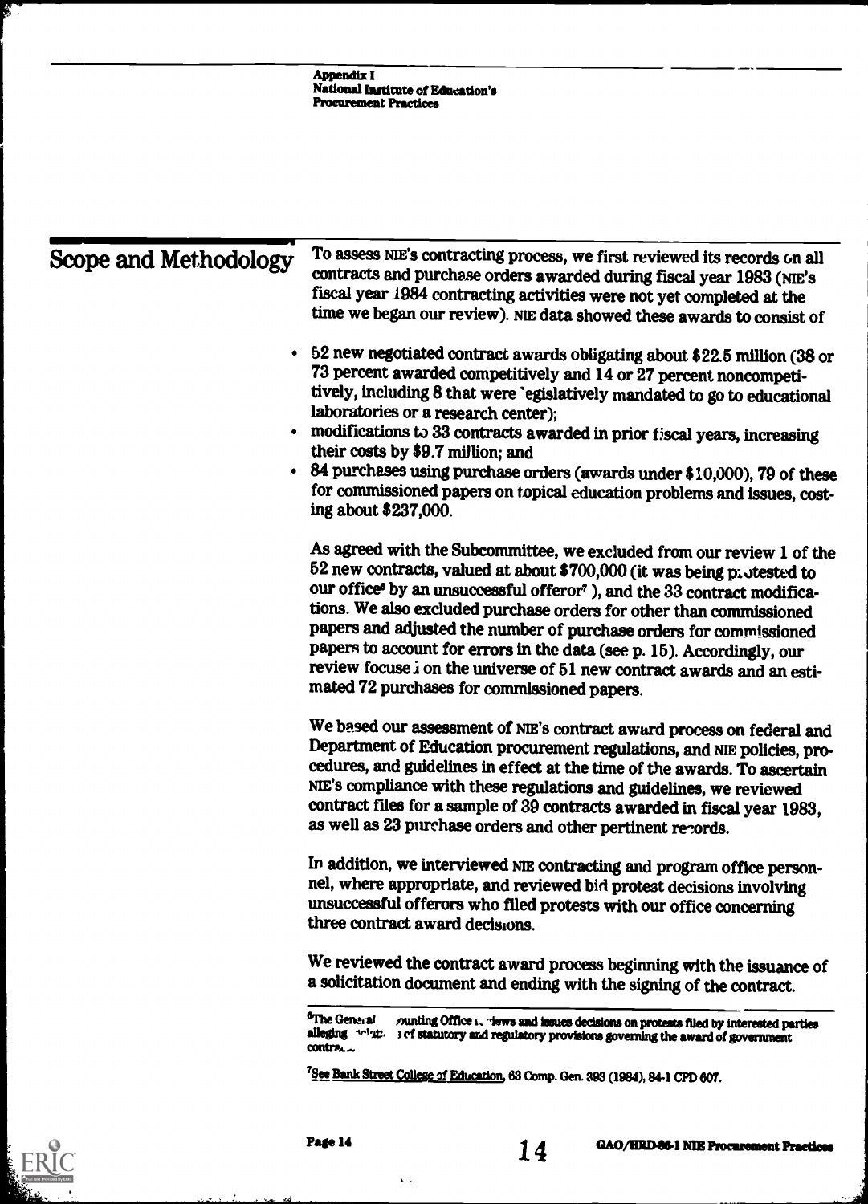## Scope and Methodology

To assess NIE's contracting process, we first reviewed its records on all contracts and purchase orders awarded during fiscal year 1983 (NIE's fiscal year 1984 contracting activities were not yet completed at the time we began our review). NIE data showed these awards to consist of

- 52 new negotiated contract awards obligating about $22.5 million (38 or 73 percent awarded competitively and 14 or 27 percent noncompetitively, including 8 that were legislatively mandated to go to educational laboratories or a research center);
- modifications to 33 contracts awarded in prior fiscal years, increasing their costs by $9.7 million; and
- 84 purchases using purchase orders (awards under $10,000), 79 of these for commissioned papers on topical education problems and issues, costing about $237,000.

As agreed with the Subcommittee, we excluded from our review 1 of the 52 new contracts, valued at about $700,000 (it was being protested to our office[6] by an unsuccessful offeror[7]), and the 33 contract modifications. We also excluded purchase orders for other than commissioned papers and adjusted the number of purchase orders for commissioned papers to account for errors in the data (see p. 15). Accordingly, our review focused on the universe of 51 new contract awards and an estimated 72 purchases for commissioned papers.

We based our assessment of NIE's contract award process on federal and Department of Education procurement regulations, and NIE policies, procedures, and guidelines in effect at the time of the awards. To ascertain NIE's compliance with these regulations and guidelines, we reviewed contract files for a sample of 39 contracts awarded in fiscal year 1983, as well as 23 purchase orders and other pertinent records.

In addition, we interviewed NIE contracting and program office personnel, where appropriate, and reviewed bid protest decisions involving unsuccessful offerors who filed protests with our office concerning three contract award decisions.

We reviewed the contract award process beginning with the issuance of a solicitation document and ending with the signing of the contract.

[6]The General Accounting Office reviews and issues decisions on protests filed by interested parties alleging violations of statutory and regulatory provisions governing the award of government contracts.

[7]See Bank Street College of Education, 63 Comp. Gen. 393 (1984), 84-1 CPD 607.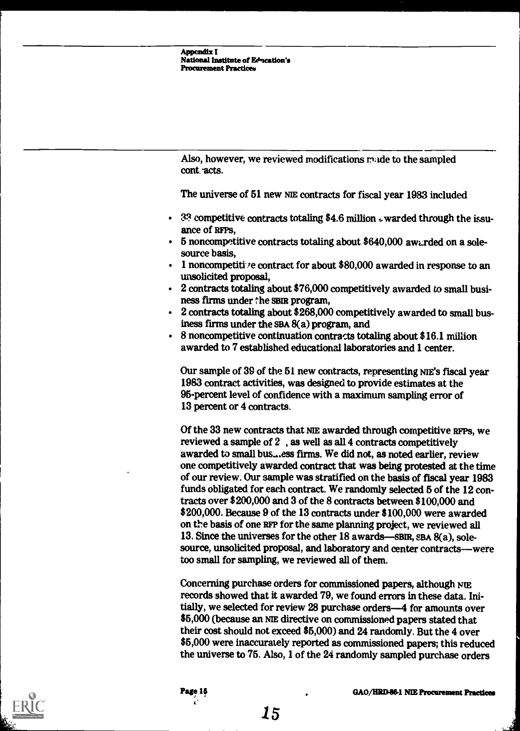Also, however, we reviewed modifications made to the sampled contracts.

The universe of 51 new NIE contracts for fiscal year 1983 included

- 33 competitive contracts totaling $4.6 million awarded through the issuance of RFPS,
- 5 noncompetitive contracts totaling about $640,000 awarded on a sole-source basis,
- 1 noncompetitive contract for about $80,000 awarded in response to an unsolicited proposal,
- 2 contracts totaling about $76,000 competitively awarded to small business firms under the SBIR program,
- 2 contracts totaling about $268,000 competitively awarded to small business firms under the SBA 8(a) program, and
- 8 noncompetitive continuation contracts totaling about $16.1 million awarded to 7 established educational laboratories and 1 center.

Our sample of 39 of the 51 new contracts, representing NIE's fiscal year 1983 contract activities, was designed to provide estimates at the 95-percent level of confidence with a maximum sampling error of 13 percent or 4 contracts.

Of the 33 new contracts that NIE awarded through competitive RFPS, we reviewed a sample of 2 , as well as all 4 contracts competitively awarded to small business firms. We did not, as noted earlier, review one competitively awarded contract that was being protested at the time of our review. Our sample was stratified on the basis of fiscal year 1983 funds obligated for each contract. We randomly selected 5 of the 12 contracts over $200,000 and 3 of the 8 contracts between $100,000 and $200,000. Because 9 of the 13 contracts under $100,000 were awarded on the basis of one RFP for the same planning project, we reviewed all 13. Since the universes for the other 18 awards—SBIR, SBA 8(a), sole-source, unsolicited proposal, and laboratory and center contracts—were too small for sampling, we reviewed all of them.

Concerning purchase orders for commissioned papers, although NIE records showed that it awarded 79, we found errors in these data. Initially, we selected for review 28 purchase orders—4 for amounts over $5,000 (because an NIE directive on commissioned papers stated that their cost should not exceed $5,000) and 24 randomly. But the 4 over $5,000 were inaccurately reported as commissioned papers; this reduced the universe to 75. Also, 1 of the 24 randomly sampled purchase orders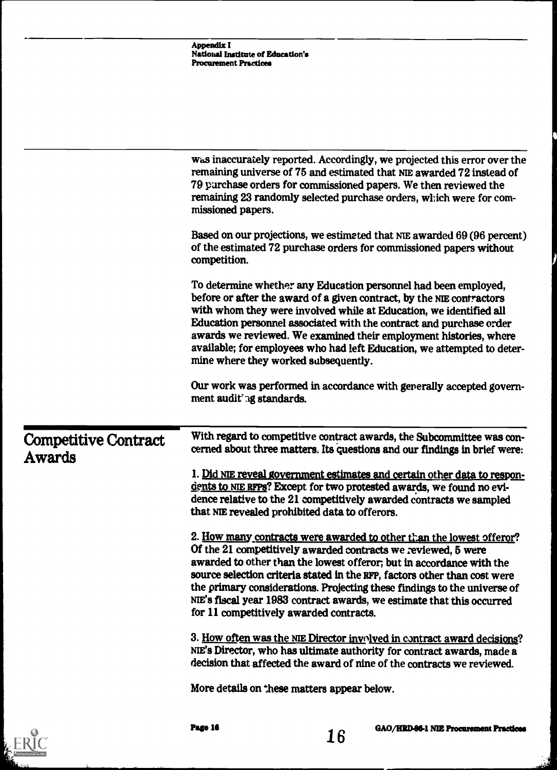was inaccurately reported. Accordingly, we projected this error over the remaining universe of 75 and estimated that NIE awarded 72 instead of 79 purchase orders for commissioned papers. We then reviewed the remaining 23 randomly selected purchase orders, which were for commissioned papers.

Based on our projections, we estimated that NIE awarded 69 (96 percent) of the estimated 72 purchase orders for commissioned papers without competition.

To determine whether any Education personnel had been employed, before or after the award of a given contract, by the NIE contractors with whom they were involved while at Education, we identified all Education personnel associated with the contract and purchase order awards we reviewed. We examined their employment histories, where available; for employees who had left Education, we attempted to determine where they worked subsequently.

Our work was performed in accordance with generally accepted government auditing standards.

## Competitive Contract Awards

With regard to competitive contract awards, the Subcommittee was concerned about three matters. Its questions and our findings in brief were:

1. Did NIE reveal government estimates and certain other data to respondents to NIE RFPs? Except for two protested awards, we found no evidence relative to the 21 competitively awarded contracts we sampled that NIE revealed prohibited data to offerors.

2. How many contracts were awarded to other than the lowest offeror? Of the 21 competitively awarded contracts we reviewed, 5 were awarded to other than the lowest offeror; but in accordance with the source selection criteria stated in the RFP, factors other than cost were the primary considerations. Projecting these findings to the universe of NIE's fiscal year 1983 contract awards, we estimate that this occurred for 11 competitively awarded contracts.

3. How often was the NIE Director involved in contract award decisions? NIE's Director, who has ultimate authority for contract awards, made a decision that affected the award of nine of the contracts we reviewed.

More details on these matters appear below.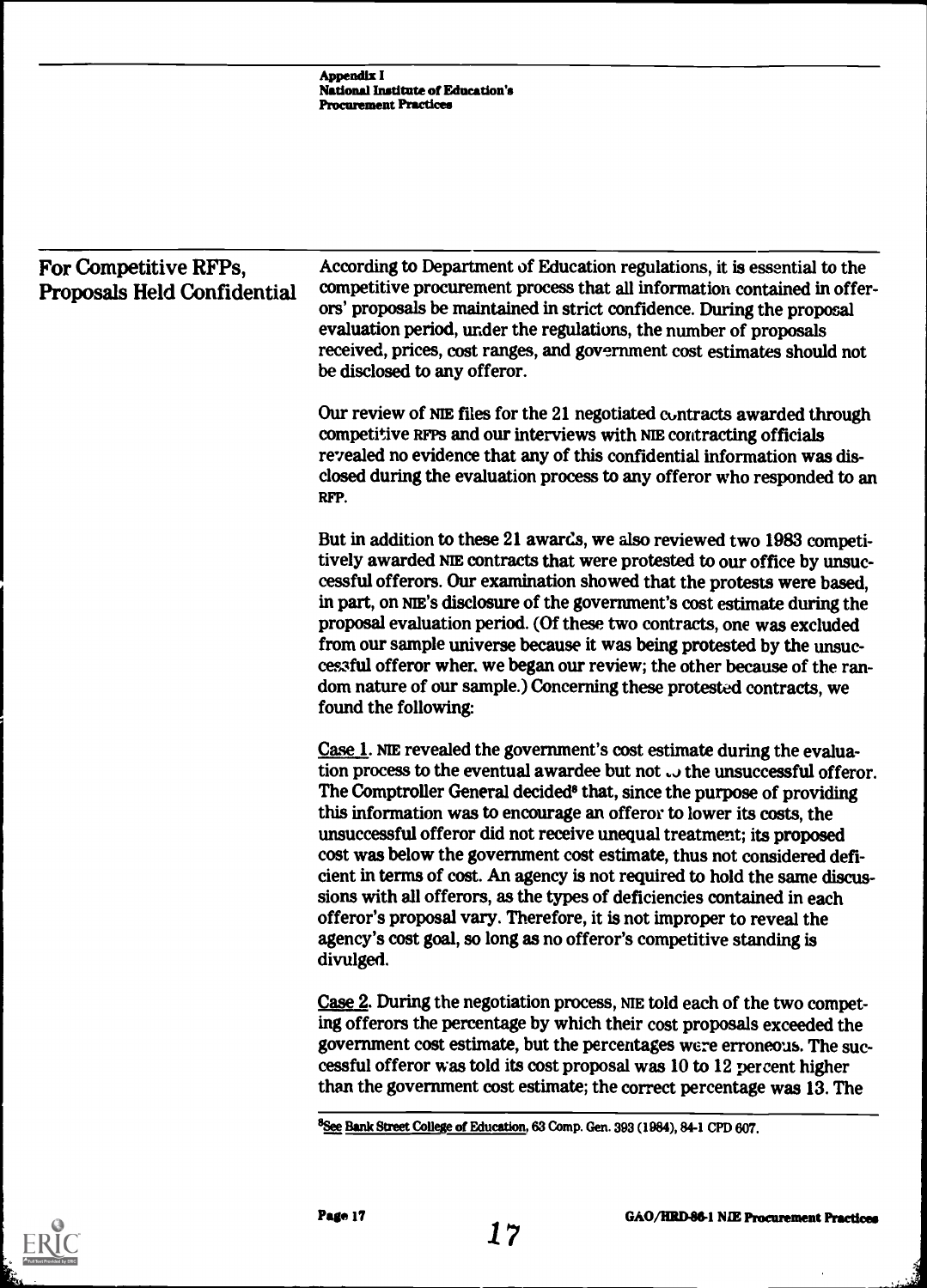## For Competitive RFPs, Proposals Held Confidential

According to Department of Education regulations, it is essential to the competitive procurement process that all information contained in offerors' proposals be maintained in strict confidence. During the proposal evaluation period, under the regulations, the number of proposals received, prices, cost ranges, and government cost estimates should not be disclosed to any offeror.

Our review of NIE files for the 21 negotiated contracts awarded through competitive RFPs and our interviews with NIE contracting officials revealed no evidence that any of this confidential information was disclosed during the evaluation process to any offeror who responded to an RFP.

But in addition to these 21 awards, we also reviewed two 1983 competitively awarded NIE contracts that were protested to our office by unsuccessful offerors. Our examination showed that the protests were based, in part, on NIE's disclosure of the government's cost estimate during the proposal evaluation period. (Of these two contracts, one was excluded from our sample universe because it was being protested by the unsuccessful offeror when we began our review; the other because of the random nature of our sample.) Concerning these protested contracts, we found the following:

Case 1. NIE revealed the government's cost estimate during the evaluation process to the eventual awardee but not to the unsuccessful offeror. The Comptroller General decided[8] that, since the purpose of providing this information was to encourage an offeror to lower its costs, the unsuccessful offeror did not receive unequal treatment; its proposed cost was below the government cost estimate, thus not considered deficient in terms of cost. An agency is not required to hold the same discussions with all offerors, as the types of deficiencies contained in each offeror's proposal vary. Therefore, it is not improper to reveal the agency's cost goal, so long as no offeror's competitive standing is divulged.

Case 2. During the negotiation process, NIE told each of the two competing offerors the percentage by which their cost proposals exceeded the government cost estimate, but the percentages were erroneous. The successful offeror was told its cost proposal was 10 to 12 percent higher than the government cost estimate; the correct percentage was 13. The

[8] See Bank Street College of Education, 63 Comp. Gen. 393 (1984), 84-1 CPD 607.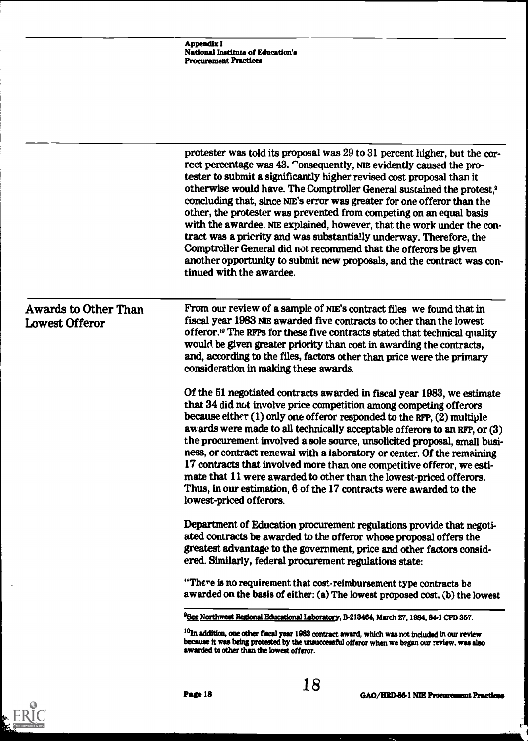protester was told its proposal was 29 to 31 percent higher, but the correct percentage was 43. Consequently, NIE evidently caused the protester to submit a significantly higher revised cost proposal than it otherwise would have. The Comptroller General sustained the protest,[9] concluding that, since NIE's error was greater for one offeror than the other, the protester was prevented from competing on an equal basis with the awardee. NIE explained, however, that the work under the contract was a priority and was substantially underway. Therefore, the Comptroller General did not recommend that the offerors be given another opportunity to submit new proposals, and the contract was continued with the awardee.

## Awards to Other Than Lowest Offeror

From our review of a sample of NIE's contract files we found that in fiscal year 1983 NIE awarded five contracts to other than the lowest offeror.[10] The RFPs for these five contracts stated that technical quality would be given greater priority than cost in awarding the contracts, and, according to the files, factors other than price were the primary consideration in making these awards.

Of the 51 negotiated contracts awarded in fiscal year 1983, we estimate that 34 did not involve price competition among competing offerors because either (1) only one offeror responded to the RFP, (2) multiple awards were made to all technically acceptable offerors to an RFP, or (3) the procurement involved a sole source, unsolicited proposal, small business, or contract renewal with a laboratory or center. Of the remaining 17 contracts that involved more than one competitive offeror, we estimate that 11 were awarded to other than the lowest-priced offerors. Thus, in our estimation, 6 of the 17 contracts were awarded to the lowest-priced offerors.

Department of Education procurement regulations provide that negotiated contracts be awarded to the offeror whose proposal offers the greatest advantage to the government, price and other factors considered. Similarly, federal procurement regulations state:

"There is no requirement that cost-reimbursement type contracts be awarded on the basis of either: (a) The lowest proposed cost, (b) the lowest

[9] See Northwest Regional Educational Laboratory, B-213464, March 27, 1984, 84-1 CPD 357.

[10] In addition, one other fiscal year 1983 contract award, which was not included in our review because it was being protested by the unsuccessful offeror when we began our review, was also awarded to other than the lowest offeror.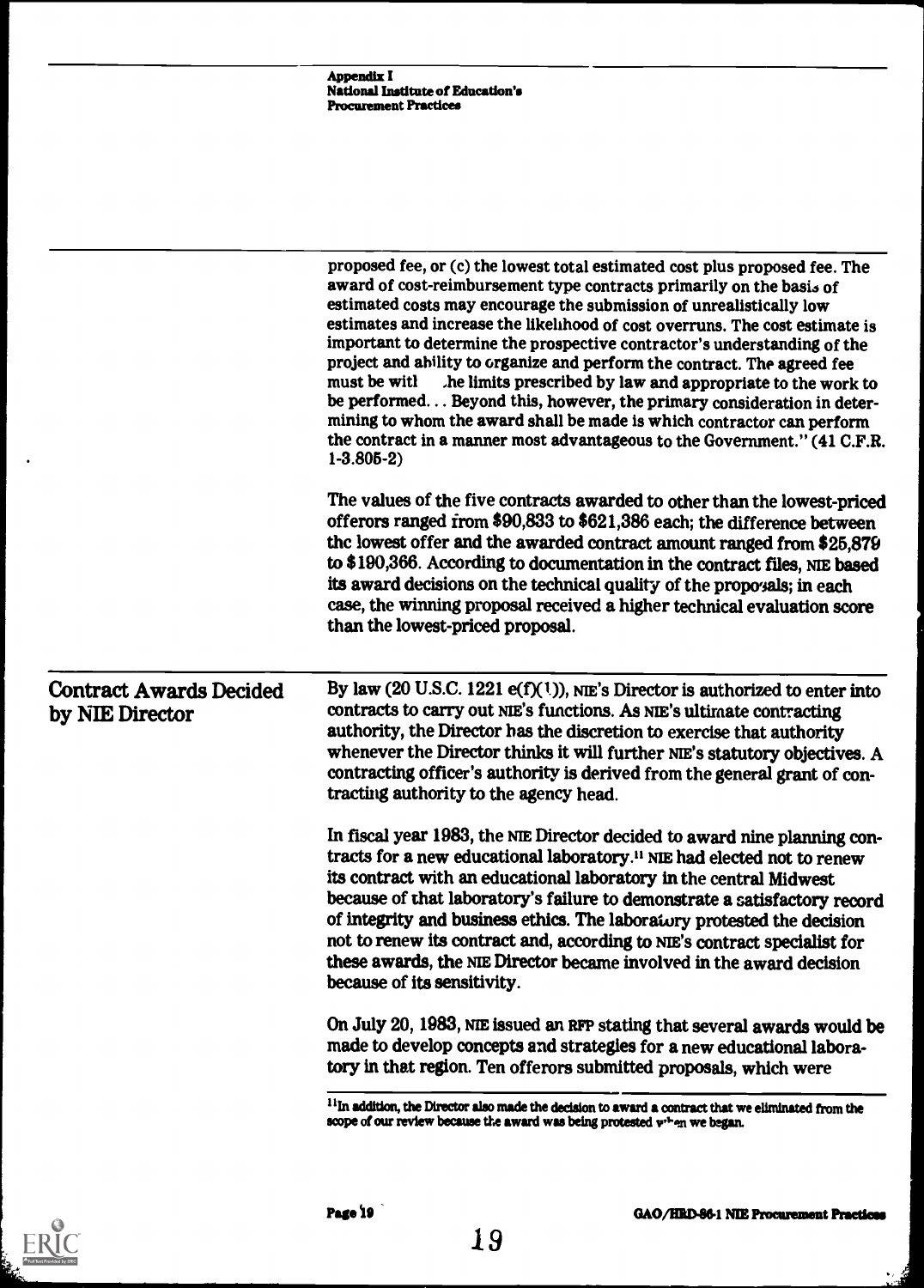proposed fee, or (c) the lowest total estimated cost plus proposed fee. The award of cost-reimbursement type contracts primarily on the basis of estimated costs may encourage the submission of unrealistically low estimates and increase the likelihood of cost overruns. The cost estimate is important to determine the prospective contractor's understanding of the project and ability to organize and perform the contract. The agreed fee must be witl .he limits prescribed by law and appropriate to the work to be performed... Beyond this, however, the primary consideration in determining to whom the award shall be made is which contractor can perform the contract in a manner most advantageous to the Government." (41 C.F.R. 1-3.805-2)

The values of the five contracts awarded to other than the lowest-priced offerors ranged from $90,833 to $621,386 each; the difference between the lowest offer and the awarded contract amount ranged from $25,879 to $190,366. According to documentation in the contract files, NIE based its award decisions on the technical quality of the proposals; in each case, the winning proposal received a higher technical evaluation score than the lowest-priced proposal.

## Contract Awards Decided by NIE Director

By law (20 U.S.C. 1221 e(f)(1)), NIE's Director is authorized to enter into contracts to carry out NIE's functions. As NIE's ultimate contracting authority, the Director has the discretion to exercise that authority whenever the Director thinks it will further NIE's statutory objectives. A contracting officer's authority is derived from the general grant of contracting authority to the agency head.

In fiscal year 1983, the NIE Director decided to award nine planning contracts for a new educational laboratory.[11] NIE had elected not to renew its contract with an educational laboratory in the central Midwest because of that laboratory's failure to demonstrate a satisfactory record of integrity and business ethics. The laboratory protested the decision not to renew its contract and, according to NIE's contract specialist for these awards, the NIE Director became involved in the award decision because of its sensitivity.

On July 20, 1983, NIE issued an RFP stating that several awards would be made to develop concepts and strategies for a new educational laboratory in that region. Ten offerors submitted proposals, which were

[11] In addition, the Director also made the decision to award a contract that we eliminated from the scope of our review because the award was being protested when we began.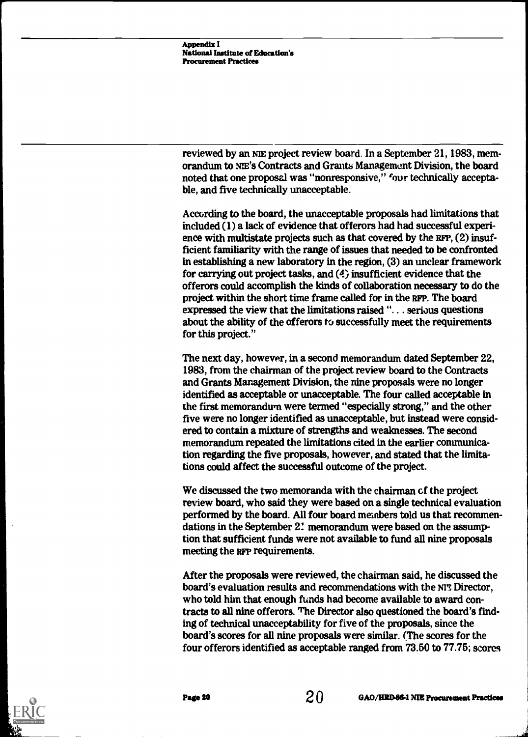reviewed by an NIE project review board. In a September 21, 1983, memorandum to NIE's Contracts and Grants Management Division, the board noted that one proposal was "nonresponsive," four technically acceptable, and five technically unacceptable.

According to the board, the unacceptable proposals had limitations that included (1) a lack of evidence that offerors had had successful experience with multistate projects such as that covered by the RFP, (2) insufficient familiarity with the range of issues that needed to be confronted in establishing a new laboratory in the region, (3) an unclear framework for carrying out project tasks, and (4) insufficient evidence that the offerors could accomplish the kinds of collaboration necessary to do the project within the short time frame called for in the RFP. The board expressed the view that the limitations raised ". . . serious questions about the ability of the offerors to successfully meet the requirements for this project."

The next day, however, in a second memorandum dated September 22, 1983, from the chairman of the project review board to the Contracts and Grants Management Division, the nine proposals were no longer identified as acceptable or unacceptable. The four called acceptable in the first memorandum were termed "especially strong," and the other five were no longer identified as unacceptable, but instead were considered to contain a mixture of strengths and weaknesses. The second memorandum repeated the limitations cited in the earlier communication regarding the five proposals, however, and stated that the limitations could affect the successful outcome of the project.

We discussed the two memoranda with the chairman of the project review board, who said they were based on a single technical evaluation performed by the board. All four board members told us that recommendations in the September 21 memorandum were based on the assumption that sufficient funds were not available to fund all nine proposals meeting the RFP requirements.

After the proposals were reviewed, the chairman said, he discussed the board's evaluation results and recommendations with the NIE Director, who told him that enough funds had become available to award contracts to all nine offerors. The Director also questioned the board's finding of technical unacceptability for five of the proposals, since the board's scores for all nine proposals were similar. (The scores for the four offerors identified as acceptable ranged from 73.50 to 77.75; scores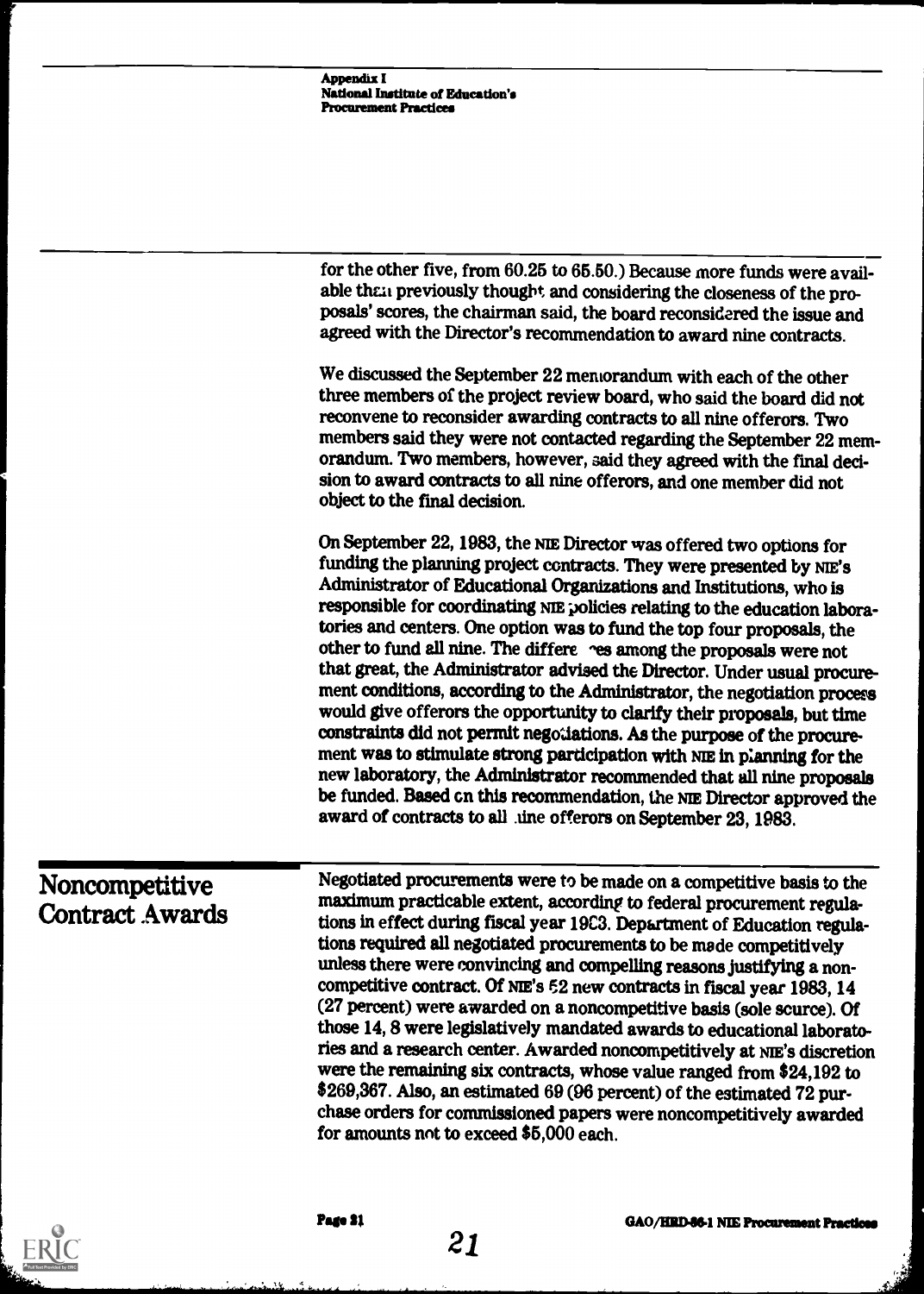for the other five, from 60.25 to 65.50.) Because more funds were available than previously thought and considering the closeness of the proposals' scores, the chairman said, the board reconsidered the issue and agreed with the Director's recommendation to award nine contracts.

We discussed the September 22 memorandum with each of the other three members of the project review board, who said the board did not reconvene to reconsider awarding contracts to all nine offerors. Two members said they were not contacted regarding the September 22 memorandum. Two members, however, said they agreed with the final decision to award contracts to all nine offerors, and one member did not object to the final decision.

On September 22, 1983, the NIE Director was offered two options for funding the planning project contracts. They were presented by NIE's Administrator of Educational Organizations and Institutions, who is responsible for coordinating NIE policies relating to the education laboratories and centers. One option was to fund the top four proposals, the other to fund all nine. The differences among the proposals were not that great, the Administrator advised the Director. Under usual procurement conditions, according to the Administrator, the negotiation process would give offerors the opportunity to clarify their proposals, but time constraints did not permit negotiations. As the purpose of the procurement was to stimulate strong participation with NIE in planning for the new laboratory, the Administrator recommended that all nine proposals be funded. Based on this recommendation, the NIE Director approved the award of contracts to all nine offerors on September 23, 1983.

## Noncompetitive Contract Awards

Negotiated procurements were to be made on a competitive basis to the maximum practicable extent, according to federal procurement regulations in effect during fiscal year 1983. Department of Education regulations required all negotiated procurements to be made competitively unless there were convincing and compelling reasons justifying a noncompetitive contract. Of NIE's 52 new contracts in fiscal year 1983, 14 (27 percent) were awarded on a noncompetitive basis (sole source). Of those 14, 8 were legislatively mandated awards to educational laboratories and a research center. Awarded noncompetitively at NIE's discretion were the remaining six contracts, whose value ranged from $24,192 to $269,367. Also, an estimated 69 (96 percent) of the estimated 72 purchase orders for commissioned papers were noncompetitively awarded for amounts not to exceed $5,000 each.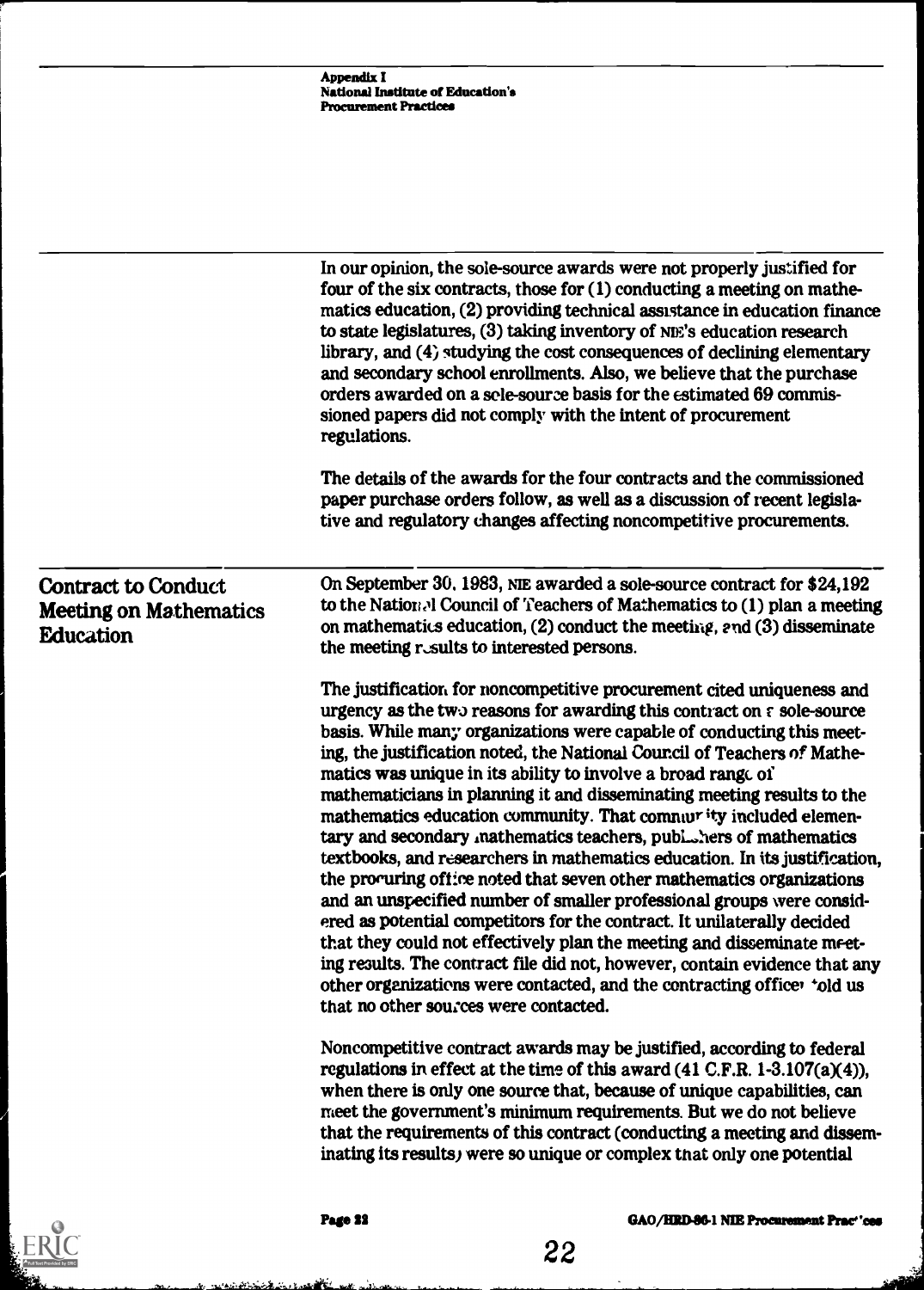In our opinion, the sole-source awards were not properly justified for four of the six contracts, those for (1) conducting a meeting on mathematics education, (2) providing technical assistance in education finance to state legislatures, (3) taking inventory of NIE's education research library, and (4) studying the cost consequences of declining elementary and secondary school enrollments. Also, we believe that the purchase orders awarded on a sole-source basis for the estimated 69 commissioned papers did not comply with the intent of procurement regulations.

The details of the awards for the four contracts and the commissioned paper purchase orders follow, as well as a discussion of recent legislative and regulatory changes affecting noncompetitive procurements.

## Contract to Conduct Meeting on Mathematics Education

On September 30, 1983, NIE awarded a sole-source contract for $24,192 to the National Council of Teachers of Mathematics to (1) plan a meeting on mathematics education, (2) conduct the meeting, and (3) disseminate the meeting results to interested persons.

The justification for noncompetitive procurement cited uniqueness and urgency as the two reasons for awarding this contract on a sole-source basis. While many organizations were capable of conducting this meeting, the justification noted, the National Council of Teachers of Mathematics was unique in its ability to involve a broad range of mathematicians in planning it and disseminating meeting results to the mathematics education community. That community included elementary and secondary mathematics teachers, publishers of mathematics textbooks, and researchers in mathematics education. In its justification, the procuring office noted that seven other mathematics organizations and an unspecified number of smaller professional groups were considered as potential competitors for the contract. It unilaterally decided that they could not effectively plan the meeting and disseminate meeting results. The contract file did not, however, contain evidence that any other organizations were contacted, and the contracting officer told us that no other sources were contacted.

Noncompetitive contract awards may be justified, according to federal regulations in effect at the time of this award (41 C.F.R. 1-3.107(a)(4)), when there is only one source that, because of unique capabilities, can meet the government's minimum requirements. But we do not believe that the requirements of this contract (conducting a meeting and disseminating its results) were so unique or complex that only one potential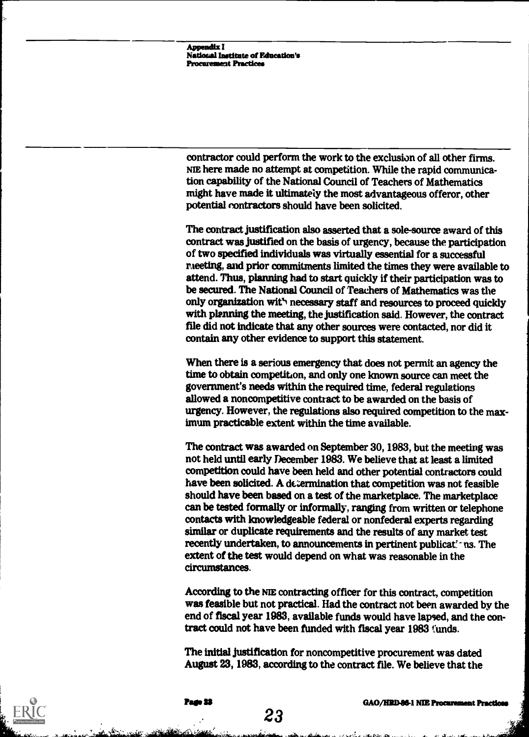contractor could perform the work to the exclusion of all other firms. NIE here made no attempt at competition. While the rapid communication capability of the National Council of Teachers of Mathematics might have made it ultimately the most advantageous offeror, other potential contractors should have been solicited.

The contract justification also asserted that a sole-source award of this contract was justified on the basis of urgency, because the participation of two specified individuals was virtually essential for a successful meeting, and prior commitments limited the times they were available to attend. Thus, planning had to start quickly if their participation was to be secured. The National Council of Teachers of Mathematics was the only organization with necessary staff and resources to proceed quickly with planning the meeting, the justification said. However, the contract file did not indicate that any other sources were contacted, nor did it contain any other evidence to support this statement.

When there is a serious emergency that does not permit an agency the time to obtain competition, and only one known source can meet the government's needs within the required time, federal regulations allowed a noncompetitive contract to be awarded on the basis of urgency. However, the regulations also required competition to the maximum practicable extent within the time available.

The contract was awarded on September 30, 1983, but the meeting was not held until early December 1983. We believe that at least a limited competition could have been held and other potential contractors could have been solicited. A determination that competition was not feasible should have been based on a test of the marketplace. The marketplace can be tested formally or informally, ranging from written or telephone contacts with knowledgeable federal or nonfederal experts regarding similar or duplicate requirements and the results of any market test recently undertaken, to announcements in pertinent publications. The extent of the test would depend on what was reasonable in the circumstances.

According to the NIE contracting officer for this contract, competition was feasible but not practical. Had the contract not been awarded by the end of fiscal year 1983, available funds would have lapsed, and the contract could not have been funded with fiscal year 1983 funds.

The initial justification for noncompetitive procurement was dated August 23, 1983, according to the contract file. We believe that the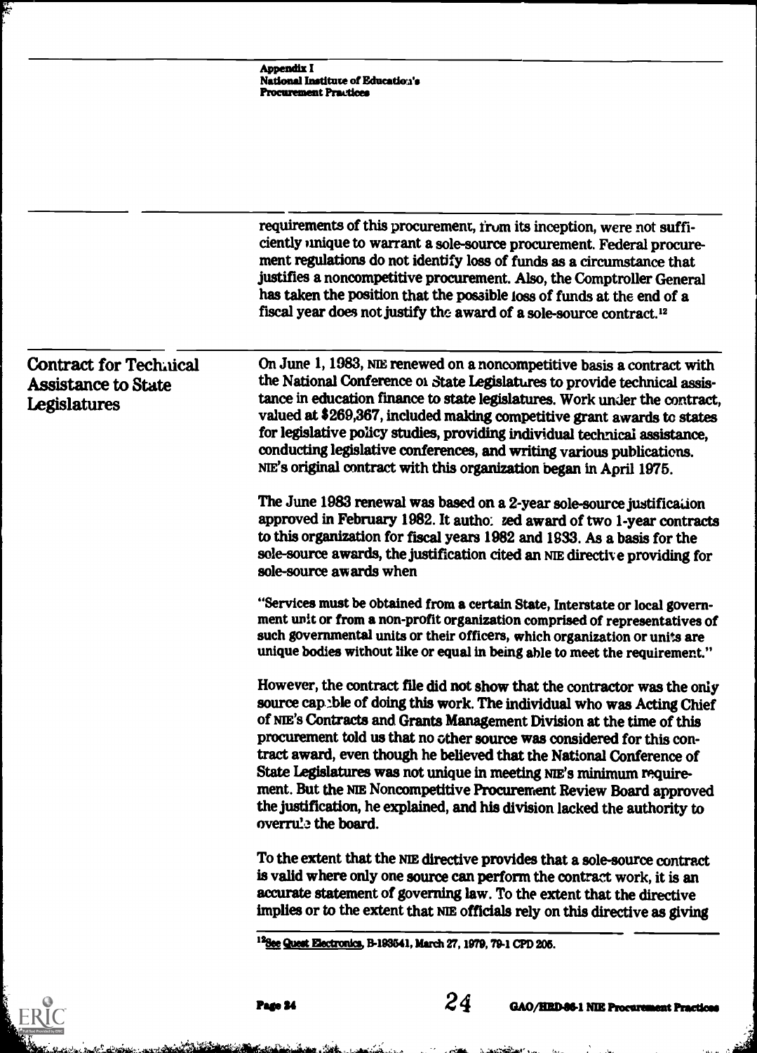requirements of this procurement, from its inception, were not sufficiently unique to warrant a sole-source procurement. Federal procurement regulations do not identify loss of funds as a circumstance that justifies a noncompetitive procurement. Also, the Comptroller General has taken the position that the possible loss of funds at the end of a fiscal year does not justify the award of a sole-source contract.[12]

## Contract for Technical Assistance to State Legislatures

On June 1, 1983, NIE renewed on a noncompetitive basis a contract with the National Conference of State Legislatures to provide technical assistance in education finance to state legislatures. Work under the contract, valued at $269,367, included making competitive grant awards to states for legislative policy studies, providing individual technical assistance, conducting legislative conferences, and writing various publications. NIE's original contract with this organization began in April 1975.

The June 1983 renewal was based on a 2-year sole-source justification approved in February 1982. It authorized award of two 1-year contracts to this organization for fiscal years 1982 and 1983. As a basis for the sole-source awards, the justification cited an NIE directive providing for sole-source awards when

"Services must be obtained from a certain State, Interstate or local government unit or from a non-profit organization comprised of representatives of such governmental units or their officers, which organization or units are unique bodies without like or equal in being able to meet the requirement."

However, the contract file did not show that the contractor was the only source capable of doing this work. The individual who was Acting Chief of NIE's Contracts and Grants Management Division at the time of this procurement told us that no other source was considered for this contract award, even though he believed that the National Conference of State Legislatures was not unique in meeting NIE's minimum requirement. But the NIE Noncompetitive Procurement Review Board approved the justification, he explained, and his division lacked the authority to overrule the board.

To the extent that the NIE directive provides that a sole-source contract is valid where only one source can perform the contract work, it is an accurate statement of governing law. To the extent that the directive implies or to the extent that NIE officials rely on this directive as giving

[12] See Quest Electronics, B-193541, March 27, 1979, 79-1 CPD 205.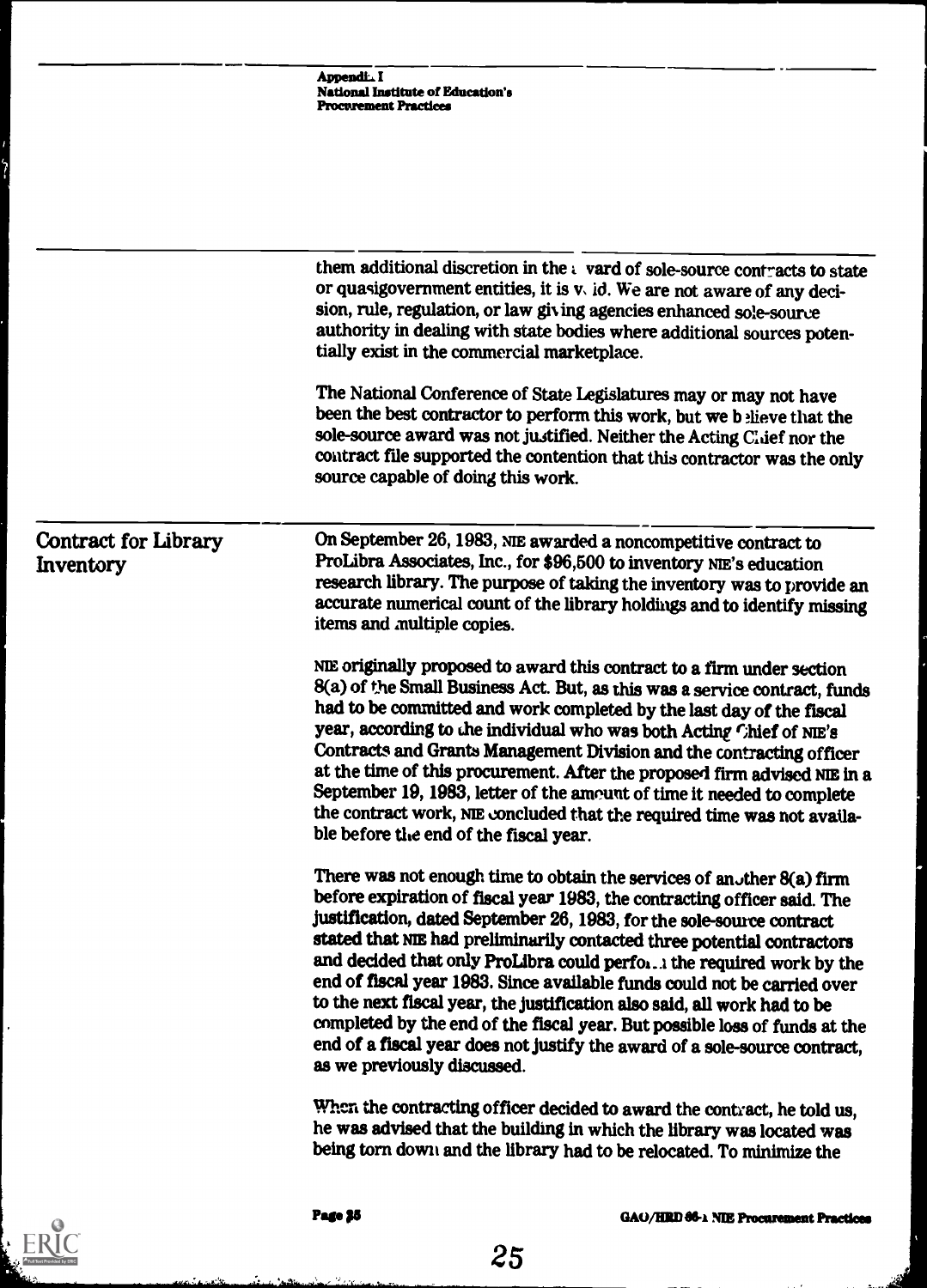them additional discretion in the award of sole-source contracts to state or quasigovernment entities, it is void. We are not aware of any decision, rule, regulation, or law giving agencies enhanced sole-source authority in dealing with state bodies where additional sources potentially exist in the commercial marketplace.

The National Conference of State Legislatures may or may not have been the best contractor to perform this work, but we believe that the sole-source award was not justified. Neither the Acting Chief nor the contract file supported the contention that this contractor was the only source capable of doing this work.

## Contract for Library Inventory

On September 26, 1983, NIE awarded a noncompetitive contract to ProLibra Associates, Inc., for $96,500 to inventory NIE's education research library. The purpose of taking the inventory was to provide an accurate numerical count of the library holdings and to identify missing items and multiple copies.

NIE originally proposed to award this contract to a firm under section 8(a) of the Small Business Act. But, as this was a service contract, funds had to be committed and work completed by the last day of the fiscal year, according to the individual who was both Acting Chief of NIE's Contracts and Grants Management Division and the contracting officer at the time of this procurement. After the proposed firm advised NIE in a September 19, 1983, letter of the amount of time it needed to complete the contract work, NIE concluded that the required time was not available before the end of the fiscal year.

There was not enough time to obtain the services of another 8(a) firm before expiration of fiscal year 1983, the contracting officer said. The justification, dated September 26, 1983, for the sole-source contract stated that NIE had preliminarily contacted three potential contractors and decided that only ProLibra could perform the required work by the end of fiscal year 1983. Since available funds could not be carried over to the next fiscal year, the justification also said, all work had to be completed by the end of the fiscal year. But possible loss of funds at the end of a fiscal year does not justify the award of a sole-source contract, as we previously discussed.

When the contracting officer decided to award the contract, he told us, he was advised that the building in which the library was located was being torn down and the library had to be relocated. To minimize the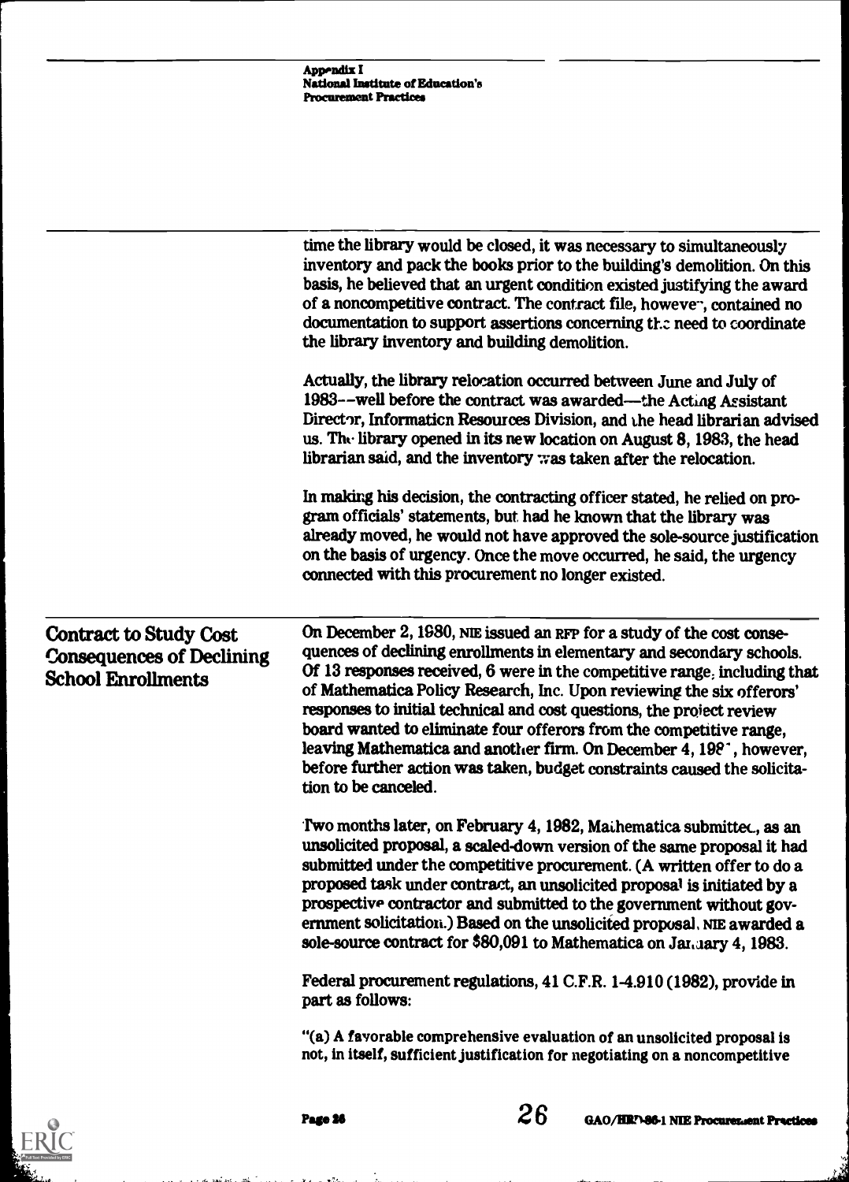time the library would be closed, it was necessary to simultaneously inventory and pack the books prior to the building's demolition. On this basis, he believed that an urgent condition existed justifying the award of a noncompetitive contract. The contract file, however, contained no documentation to support assertions concerning the need to coordinate the library inventory and building demolition.

Actually, the library relocation occurred between June and July of 1983--well before the contract was awarded—the Acting Assistant Director, Information Resources Division, and the head librarian advised us. The library opened in its new location on August 8, 1983, the head librarian said, and the inventory was taken after the relocation.

In making his decision, the contracting officer stated, he relied on program officials' statements, but had he known that the library was already moved, he would not have approved the sole-source justification on the basis of urgency. Once the move occurred, he said, the urgency connected with this procurement no longer existed.

## Contract to Study Cost Consequences of Declining School Enrollments

On December 2, 1980, NIE issued an RFP for a study of the cost consequences of declining enrollments in elementary and secondary schools. Of 13 responses received, 6 were in the competitive range, including that of Mathematica Policy Research, Inc. Upon reviewing the six offerors' responses to initial technical and cost questions, the project review board wanted to eliminate four offerors from the competitive range, leaving Mathematica and another firm. On December 4, 198˘, however, before further action was taken, budget constraints caused the solicitation to be canceled.

Two months later, on February 4, 1982, Mathematica submitted, as an unsolicited proposal, a scaled-down version of the same proposal it had submitted under the competitive procurement. (A written offer to do a proposed task under contract, an unsolicited proposal is initiated by a prospective contractor and submitted to the government without government solicitation.) Based on the unsolicited proposal, NIE awarded a sole-source contract for $80,091 to Mathematica on January 4, 1983.

Federal procurement regulations, 41 C.F.R. 1-4.910 (1982), provide in part as follows:

"(a) A favorable comprehensive evaluation of an unsolicited proposal is not, in itself, sufficient justification for negotiating on a noncompetitive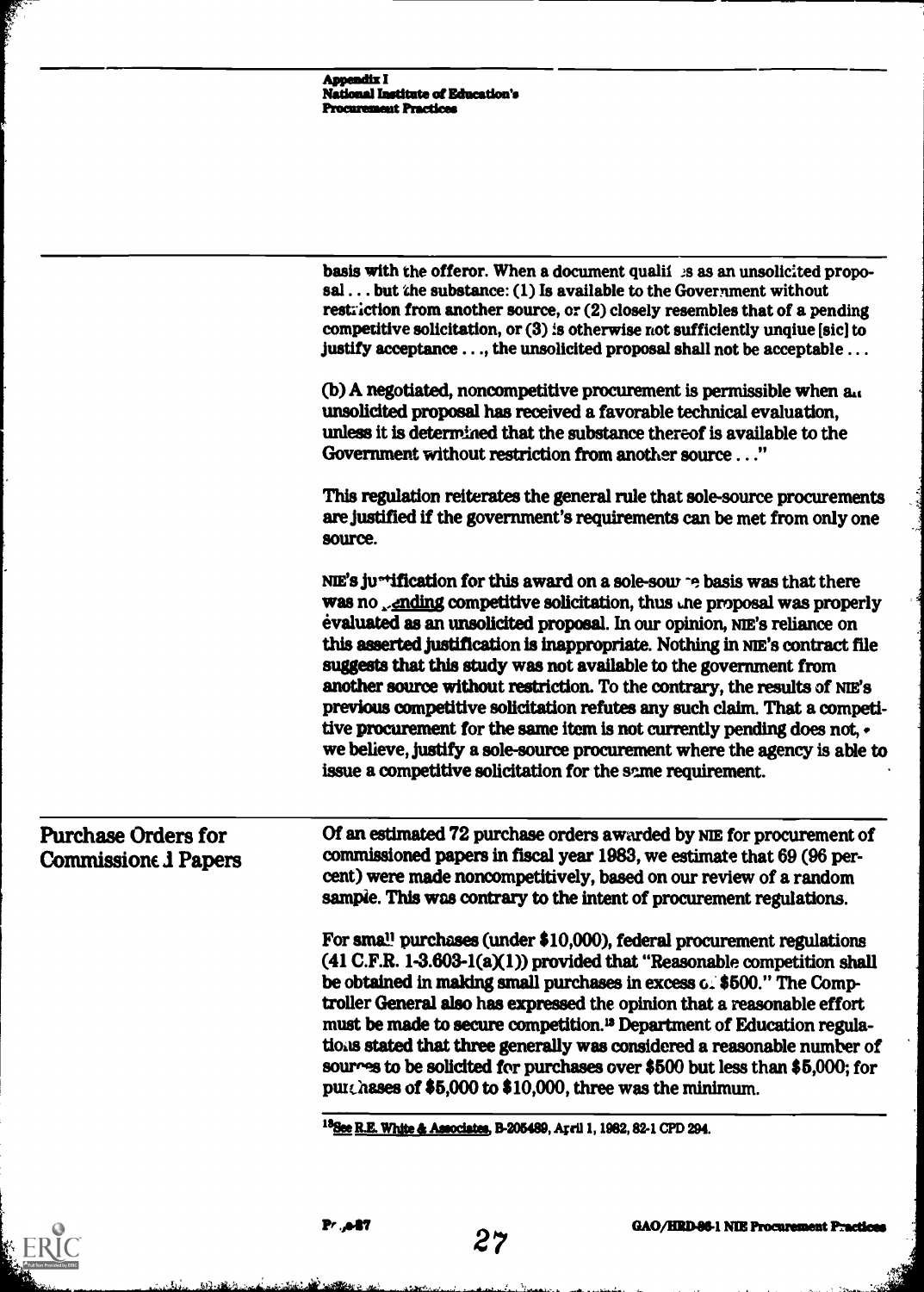basis with the offeror. When a document qualifies as an unsolicited proposal . . . but the substance: (1) Is available to the Government without restriction from another source, or (2) closely resembles that of a pending competitive solicitation, or (3) is otherwise not sufficiently unqiue [sic] to justify acceptance . . ., the unsolicited proposal shall not be acceptable . . .

(b) A negotiated, noncompetitive procurement is permissible when an unsolicited proposal has received a favorable technical evaluation, unless it is determined that the substance thereof is available to the Government without restriction from another source . . ."

This regulation reiterates the general rule that sole-source procurements are justified if the government's requirements can be met from only one source.

NIE's justification for this award on a sole-source basis was that there was no pending competitive solicitation, thus the proposal was properly evaluated as an unsolicited proposal. In our opinion, NIE's reliance on this asserted justification is inappropriate. Nothing in NIE's contract file suggests that this study was not available to the government from another source without restriction. To the contrary, the results of NIE's previous competitive solicitation refutes any such claim. That a competitive procurement for the same item is not currently pending does not, we believe, justify a sole-source procurement where the agency is able to issue a competitive solicitation for the same requirement.

## Purchase Orders for Commissioned Papers

Of an estimated 72 purchase orders awarded by NIE for procurement of commissioned papers in fiscal year 1983, we estimate that 69 (96 percent) were made noncompetitively, based on our review of a random sample. This was contrary to the intent of procurement regulations.

For small purchases (under $10,000), federal procurement regulations (41 C.F.R. 1-3.603-1(a)(1)) provided that "Reasonable competition shall be obtained in making small purchases in excess of $500." The Comptroller General also has expressed the opinion that a reasonable effort must be made to secure competition.[13] Department of Education regulations stated that three generally was considered a reasonable number of sources to be solicited for purchases over $500 but less than $5,000; for purchases of $5,000 to $10,000, three was the minimum.

[13] See R.E. White & Associates, B-205489, April 1, 1982, 82-1 CPD 294.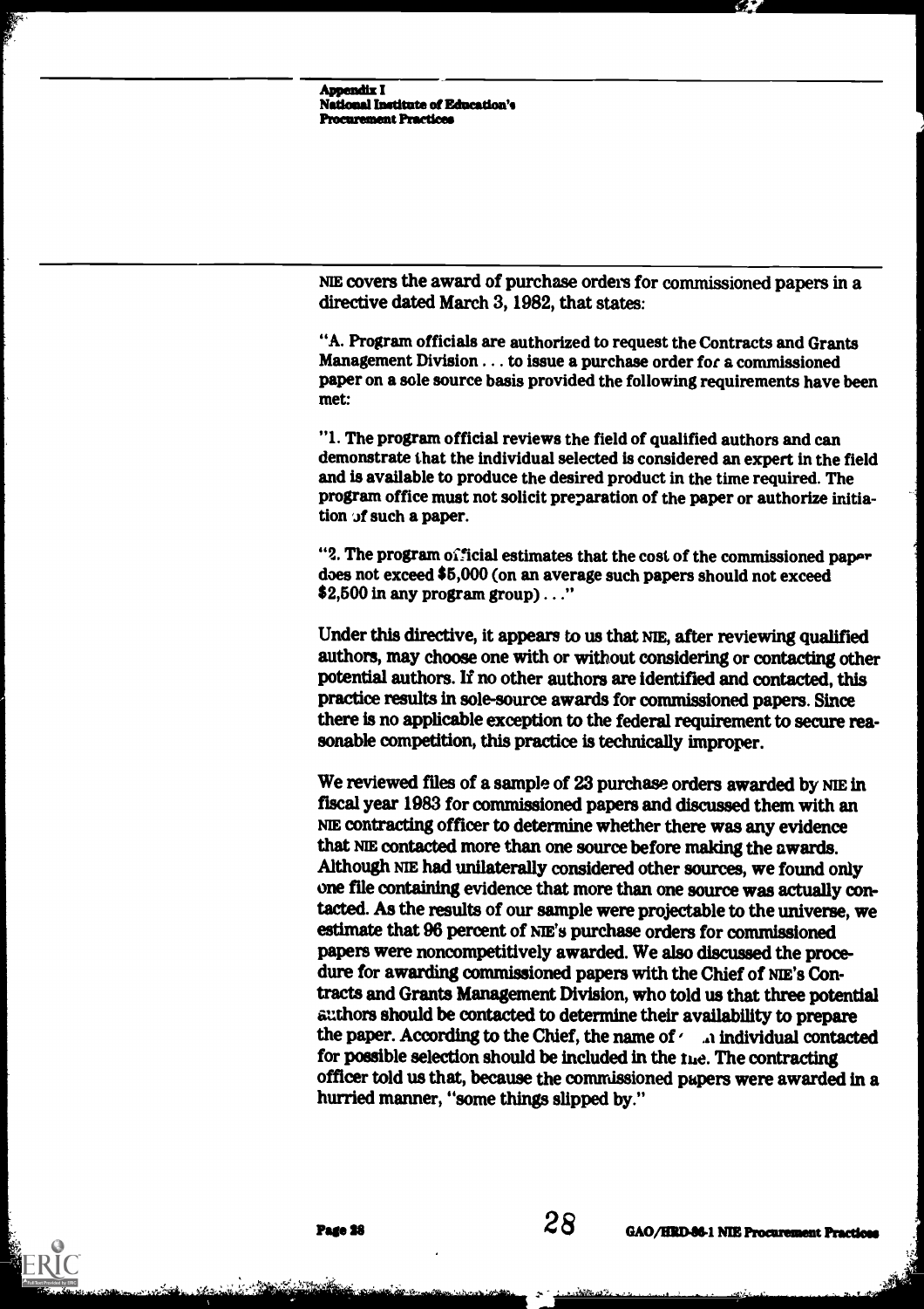NIE covers the award of purchase orders for commissioned papers in a directive dated March 3, 1982, that states:

"A. Program officials are authorized to request the Contracts and Grants Management Division . . . to issue a purchase order for a commissioned paper on a sole source basis provided the following requirements have been met:

"1. The program official reviews the field of qualified authors and can demonstrate that the individual selected is considered an expert in the field and is available to produce the desired product in the time required. The program office must not solicit preparation of the paper or authorize initiation of such a paper.

"2. The program official estimates that the cost of the commissioned paper does not exceed $5,000 (on an average such papers should not exceed $2,500 in any program group) . . ."

Under this directive, it appears to us that NIE, after reviewing qualified authors, may choose one with or without considering or contacting other potential authors. If no other authors are identified and contacted, this practice results in sole-source awards for commissioned papers. Since there is no applicable exception to the federal requirement to secure reasonable competition, this practice is technically improper.

We reviewed files of a sample of 23 purchase orders awarded by NIE in fiscal year 1983 for commissioned papers and discussed them with an NIE contracting officer to determine whether there was any evidence that NIE contacted more than one source before making the awards. Although NIE had unilaterally considered other sources, we found only one file containing evidence that more than one source was actually contacted. As the results of our sample were projectable to the universe, we estimate that 96 percent of NIE's purchase orders for commissioned papers were noncompetitively awarded. We also discussed the procedure for awarding commissioned papers with the Chief of NIE's Contracts and Grants Management Division, who told us that three potential authors should be contacted to determine their availability to prepare the paper. According to the Chief, the name of each individual contacted for possible selection should be included in the file. The contracting officer told us that, because the commissioned papers were awarded in a hurried manner, "some things slipped by."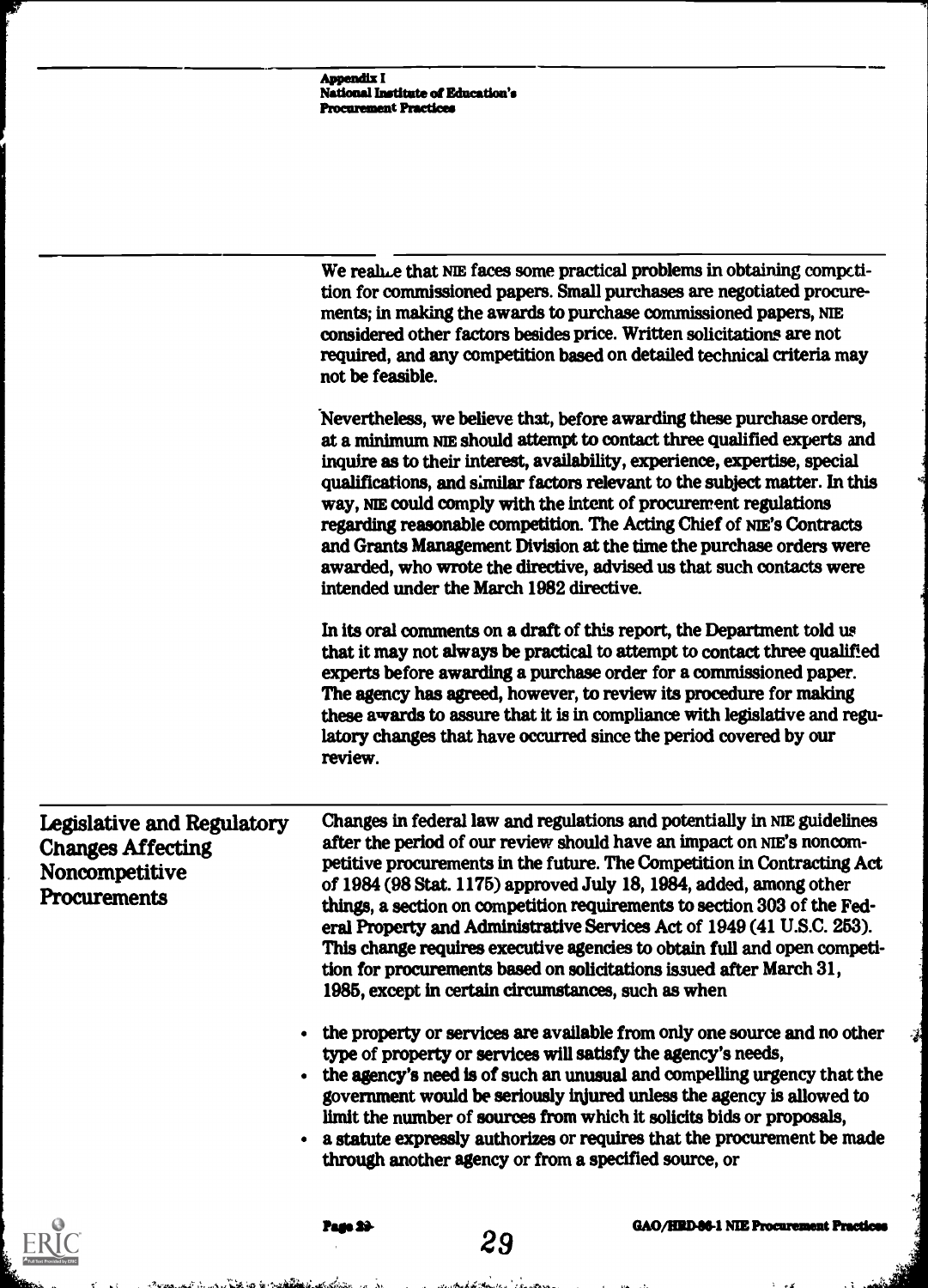We realize that NIE faces some practical problems in obtaining competition for commissioned papers. Small purchases are negotiated procurements; in making the awards to purchase commissioned papers, NIE considered other factors besides price. Written solicitations are not required, and any competition based on detailed technical criteria may not be feasible.

Nevertheless, we believe that, before awarding these purchase orders, at a minimum NIE should attempt to contact three qualified experts and inquire as to their interest, availability, experience, expertise, special qualifications, and similar factors relevant to the subject matter. In this way, NIE could comply with the intent of procurement regulations regarding reasonable competition. The Acting Chief of NIE's Contracts and Grants Management Division at the time the purchase orders were awarded, who wrote the directive, advised us that such contacts were intended under the March 1982 directive.

In its oral comments on a draft of this report, the Department told us that it may not always be practical to attempt to contact three qualified experts before awarding a purchase order for a commissioned paper. The agency has agreed, however, to review its procedure for making these awards to assure that it is in compliance with legislative and regulatory changes that have occurred since the period covered by our review.

## Legislative and Regulatory Changes Affecting Noncompetitive Procurements

Changes in federal law and regulations and potentially in NIE guidelines after the period of our review should have an impact on NIE's noncompetitive procurements in the future. The Competition in Contracting Act of 1984 (98 Stat. 1175) approved July 18, 1984, added, among other things, a section on competition requirements to section 303 of the Federal Property and Administrative Services Act of 1949 (41 U.S.C. 253). This change requires executive agencies to obtain full and open competition for procurements based on solicitations issued after March 31, 1985, except in certain circumstances, such as when

- the property or services are available from only one source and no other type of property or services will satisfy the agency's needs,
- the agency's need is of such an unusual and compelling urgency that the government would be seriously injured unless the agency is allowed to limit the number of sources from which it solicits bids or proposals,
- a statute expressly authorizes or requires that the procurement be made through another agency or from a specified source, or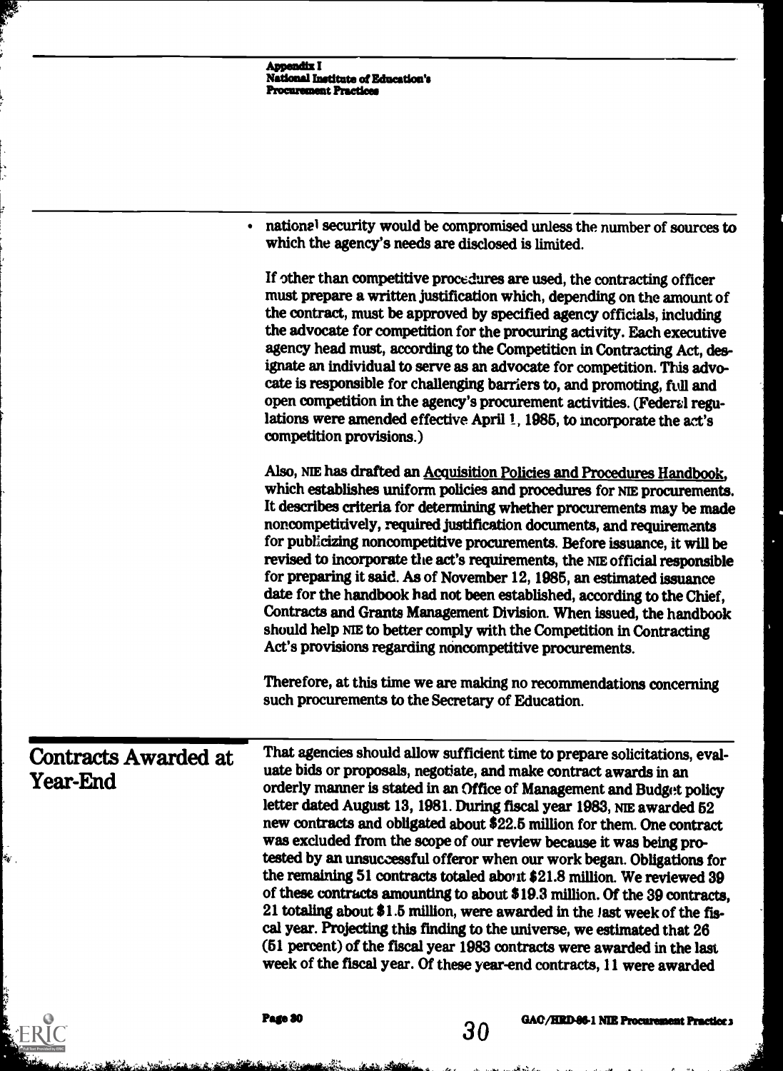- national security would be compromised unless the number of sources to which the agency's needs are disclosed is limited.

If other than competitive procedures are used, the contracting officer must prepare a written justification which, depending on the amount of the contract, must be approved by specified agency officials, including the advocate for competition for the procuring activity. Each executive agency head must, according to the Competition in Contracting Act, designate an individual to serve as an advocate for competition. This advocate is responsible for challenging barriers to, and promoting, full and open competition in the agency's procurement activities. (Federal regulations were amended effective April 1, 1985, to incorporate the act's competition provisions.)

Also, NIE has drafted an Acquisition Policies and Procedures Handbook, which establishes uniform policies and procedures for NIE procurements. It describes criteria for determining whether procurements may be made noncompetitively, required justification documents, and requirements for publicizing noncompetitive procurements. Before issuance, it will be revised to incorporate the act's requirements, the NIE official responsible for preparing it said. As of November 12, 1985, an estimated issuance date for the handbook had not been established, according to the Chief, Contracts and Grants Management Division. When issued, the handbook should help NIE to better comply with the Competition in Contracting Act's provisions regarding noncompetitive procurements.

Therefore, at this time we are making no recommendations concerning such procurements to the Secretary of Education.

## Contracts Awarded at Year-End

That agencies should allow sufficient time to prepare solicitations, evaluate bids or proposals, negotiate, and make contract awards in an orderly manner is stated in an Office of Management and Budget policy letter dated August 13, 1981. During fiscal year 1983, NIE awarded 52 new contracts and obligated about $22.5 million for them. One contract was excluded from the scope of our review because it was being protested by an unsuccessful offeror when our work began. Obligations for the remaining 51 contracts totaled about $21.8 million. We reviewed 39 of these contracts amounting to about $19.3 million. Of the 39 contracts, 21 totaling about $1.5 million, were awarded in the last week of the fiscal year. Projecting this finding to the universe, we estimated that 26 (51 percent) of the fiscal year 1983 contracts were awarded in the last week of the fiscal year. Of these year-end contracts, 11 were awarded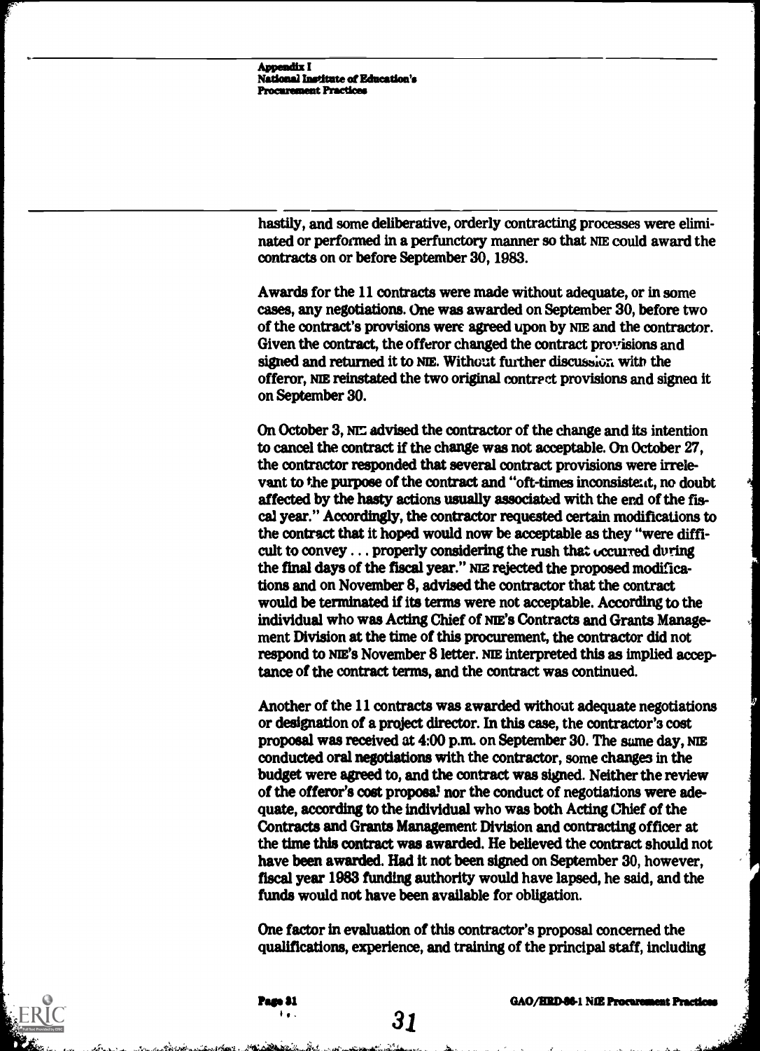hastily, and some deliberative, orderly contracting processes were eliminated or performed in a perfunctory manner so that NIE could award the contracts on or before September 30, 1983.

Awards for the 11 contracts were made without adequate, or in some cases, any negotiations. One was awarded on September 30, before two of the contract's provisions were agreed upon by NIE and the contractor. Given the contract, the offeror changed the contract provisions and signed and returned it to NIE. Without further discussion with the offeror, NIE reinstated the two original contract provisions and signed it on September 30.

On October 3, NIE advised the contractor of the change and its intention to cancel the contract if the change was not acceptable. On October 27, the contractor responded that several contract provisions were irrelevant to the purpose of the contract and "oft-times inconsistent, no doubt affected by the hasty actions usually associated with the end of the fiscal year." Accordingly, the contractor requested certain modifications to the contract that it hoped would now be acceptable as they "were difficult to convey . . . properly considering the rush that occurred during the final days of the fiscal year." NIE rejected the proposed modifications and on November 8, advised the contractor that the contract would be terminated if its terms were not acceptable. According to the individual who was Acting Chief of NIE's Contracts and Grants Management Division at the time of this procurement, the contractor did not respond to NIE's November 8 letter. NIE interpreted this as implied acceptance of the contract terms, and the contract was continued.

Another of the 11 contracts was awarded without adequate negotiations or designation of a project director. In this case, the contractor's cost proposal was received at 4:00 p.m. on September 30. The same day, NIE conducted oral negotiations with the contractor, some changes in the budget were agreed to, and the contract was signed. Neither the review of the offeror's cost proposal nor the conduct of negotiations were adequate, according to the individual who was both Acting Chief of the Contracts and Grants Management Division and contracting officer at the time this contract was awarded. He believed the contract should not have been awarded. Had it not been signed on September 30, however, fiscal year 1983 funding authority would have lapsed, he said, and the funds would not have been available for obligation.

One factor in evaluation of this contractor's proposal concerned the qualifications, experience, and training of the principal staff, including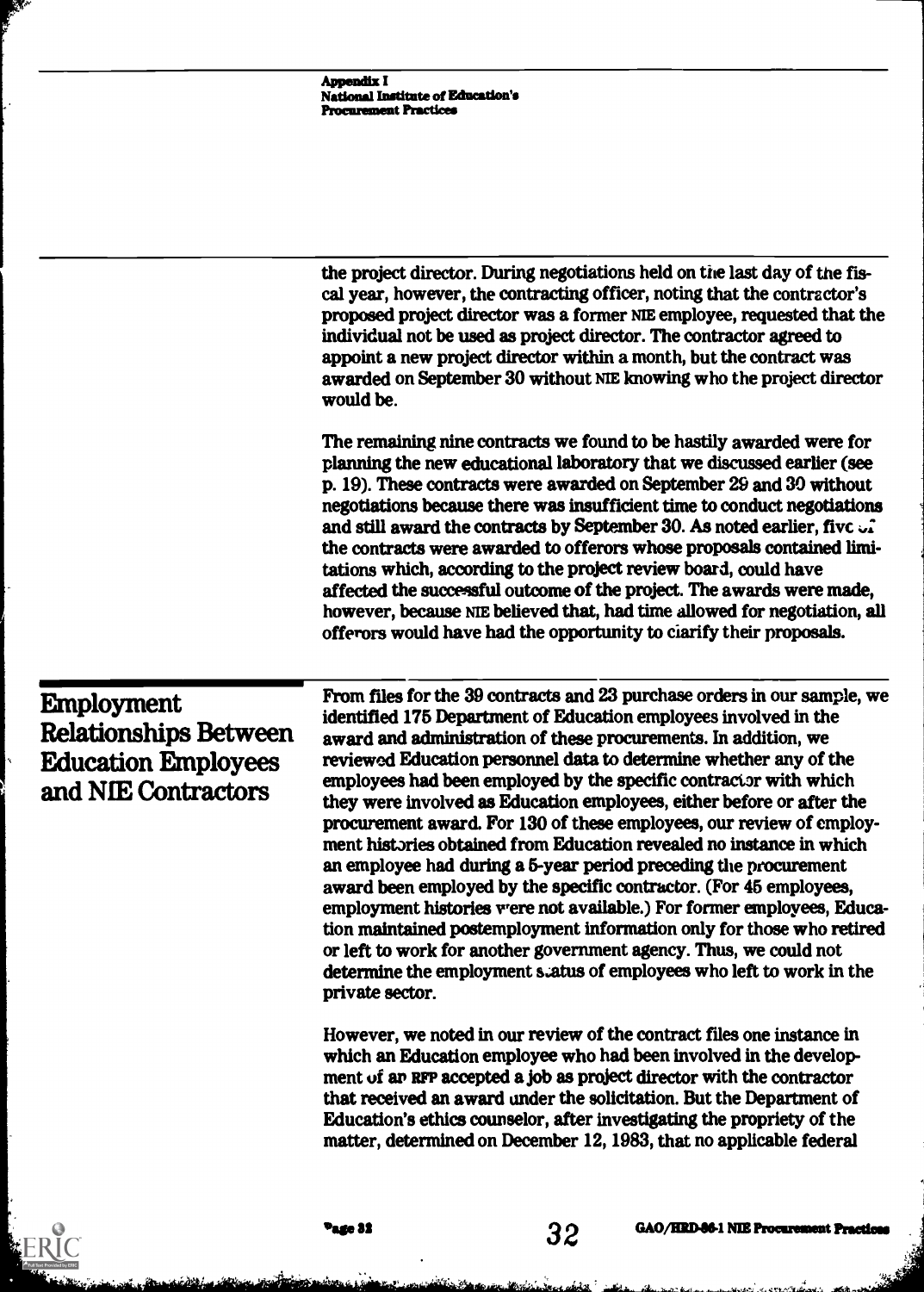the project director. During negotiations held on the last day of the fiscal year, however, the contracting officer, noting that the contractor's proposed project director was a former NIE employee, requested that the individual not be used as project director. The contractor agreed to appoint a new project director within a month, but the contract was awarded on September 30 without NIE knowing who the project director would be.

The remaining nine contracts we found to be hastily awarded were for planning the new educational laboratory that we discussed earlier (see p. 19). These contracts were awarded on September 29 and 30 without negotiations because there was insufficient time to conduct negotiations and still award the contracts by September 30. As noted earlier, five of the contracts were awarded to offerors whose proposals contained limitations which, according to the project review board, could have affected the successful outcome of the project. The awards were made, however, because NIE believed that, had time allowed for negotiation, all offerors would have had the opportunity to clarify their proposals.

## Employment Relationships Between Education Employees and NIE Contractors

From files for the 39 contracts and 23 purchase orders in our sample, we identified 175 Department of Education employees involved in the award and administration of these procurements. In addition, we reviewed Education personnel data to determine whether any of the employees had been employed by the specific contractor with which they were involved as Education employees, either before or after the procurement award. For 130 of these employees, our review of employment histories obtained from Education revealed no instance in which an employee had during a 5-year period preceding the procurement award been employed by the specific contractor. (For 45 employees, employment histories were not available.) For former employees, Education maintained postemployment information only for those who retired or left to work for another government agency. Thus, we could not determine the employment status of employees who left to work in the private sector.

However, we noted in our review of the contract files one instance in which an Education employee who had been involved in the development of an RFP accepted a job as project director with the contractor that received an award under the solicitation. But the Department of Education's ethics counselor, after investigating the propriety of the matter, determined on December 12, 1983, that no applicable federal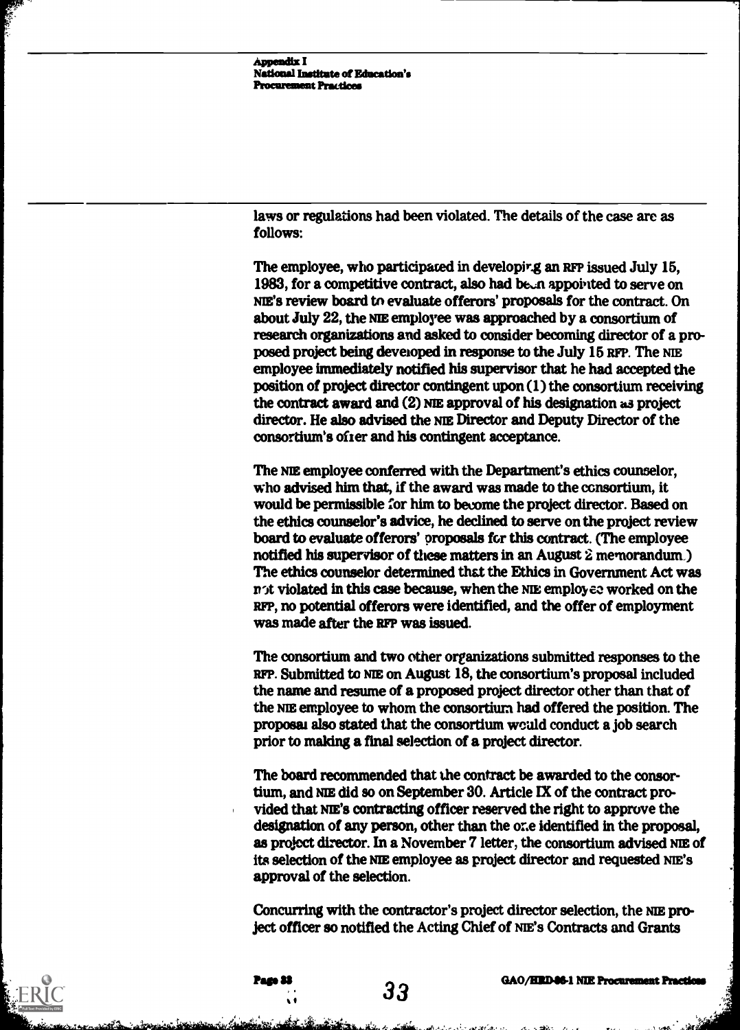laws or regulations had been violated. The details of the case are as follows:

The employee, who participated in developing an RFP issued July 15, 1983, for a competitive contract, also had been appointed to serve on NIE's review board to evaluate offerors' proposals for the contract. On about July 22, the NIE employee was approached by a consortium of research organizations and asked to consider becoming director of a proposed project being developed in response to the July 15 RFP. The NIE employee immediately notified his supervisor that he had accepted the position of project director contingent upon (1) the consortium receiving the contract award and (2) NIE approval of his designation as project director. He also advised the NIE Director and Deputy Director of the consortium's offer and his contingent acceptance.

The NIE employee conferred with the Department's ethics counselor, who advised him that, if the award was made to the consortium, it would be permissible for him to become the project director. Based on the ethics counselor's advice, he declined to serve on the project review board to evaluate offerors' proposals for this contract. (The employee notified his supervisor of these matters in an August 2 memorandum.) The ethics counselor determined that the Ethics in Government Act was not violated in this case because, when the NIE employee worked on the RFP, no potential offerors were identified, and the offer of employment was made after the RFP was issued.

The consortium and two other organizations submitted responses to the RFP. Submitted to NIE on August 18, the consortium's proposal included the name and resume of a proposed project director other than that of the NIE employee to whom the consortium had offered the position. The proposal also stated that the consortium would conduct a job search prior to making a final selection of a project director.

The board recommended that the contract be awarded to the consortium, and NIE did so on September 30. Article IX of the contract provided that NIE's contracting officer reserved the right to approve the designation of any person, other than the one identified in the proposal, as project director. In a November 7 letter, the consortium advised NIE of its selection of the NIE employee as project director and requested NIE's approval of the selection.

Concurring with the contractor's project director selection, the NIE project officer so notified the Acting Chief of NIE's Contracts and Grants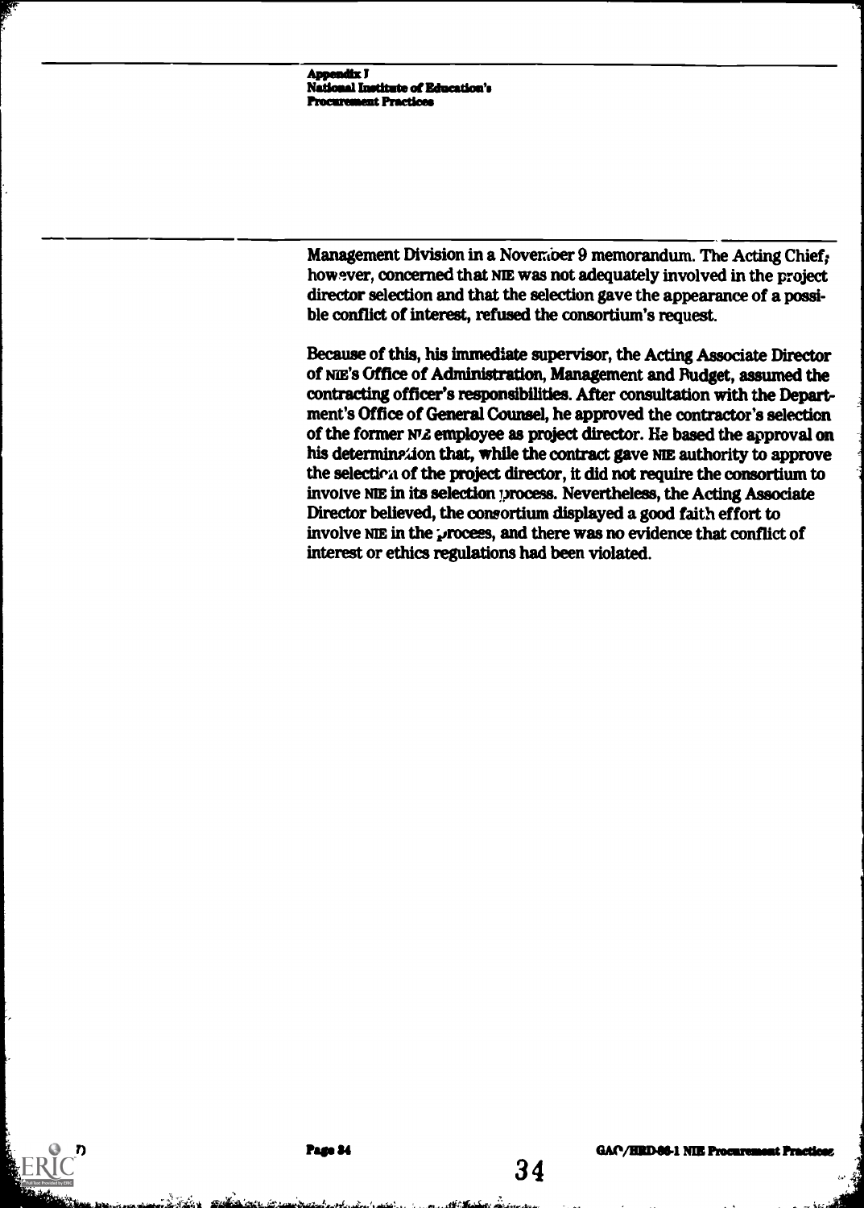Management Division in a November 9 memorandum. The Acting Chief, however, concerned that NIE was not adequately involved in the project director selection and that the selection gave the appearance of a possible conflict of interest, refused the consortium's request.

Because of this, his immediate supervisor, the Acting Associate Director of NIE's Office of Administration, Management and Budget, assumed the contracting officer's responsibilities. After consultation with the Department's Office of General Counsel, he approved the contractor's selection of the former NIE employee as project director. He based the approval on his determination that, while the contract gave NIE authority to approve the selection of the project director, it did not require the consortium to involve NIE in its selection process. Nevertheless, the Acting Associate Director believed, the consortium displayed a good faith effort to involve NIE in the process, and there was no evidence that conflict of interest or ethics regulations had been violated.